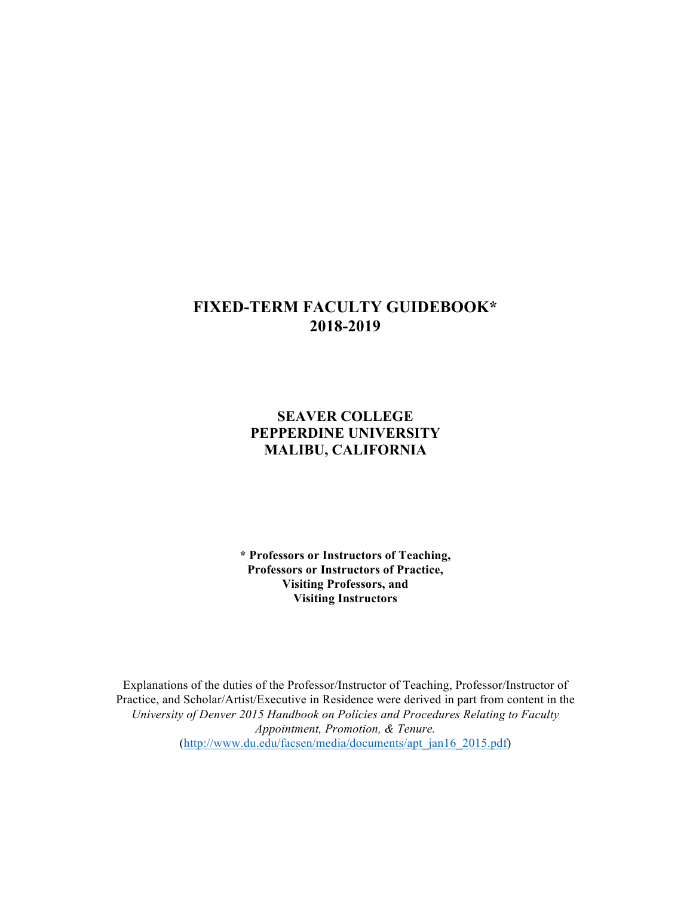# FIXED-TERM FACULTY GUIDEBOOK*
# 2018-2019

## SEAVER COLLEGE
## PEPPERDINE UNIVERSITY
## MALIBU, CALIFORNIA

**\* Professors or Instructors of Teaching,**
**Professors or Instructors of Practice,**
**Visiting Professors, and**
**Visiting Instructors**

Explanations of the duties of the Professor/Instructor of Teaching, Professor/Instructor of Practice, and Scholar/Artist/Executive in Residence were derived in part from content in the *University of Denver 2015 Handbook on Policies and Procedures Relating to Faculty Appointment, Promotion, & Tenure.* (http://www.du.edu/facsen/media/documents/apt_jan16_2015.pdf)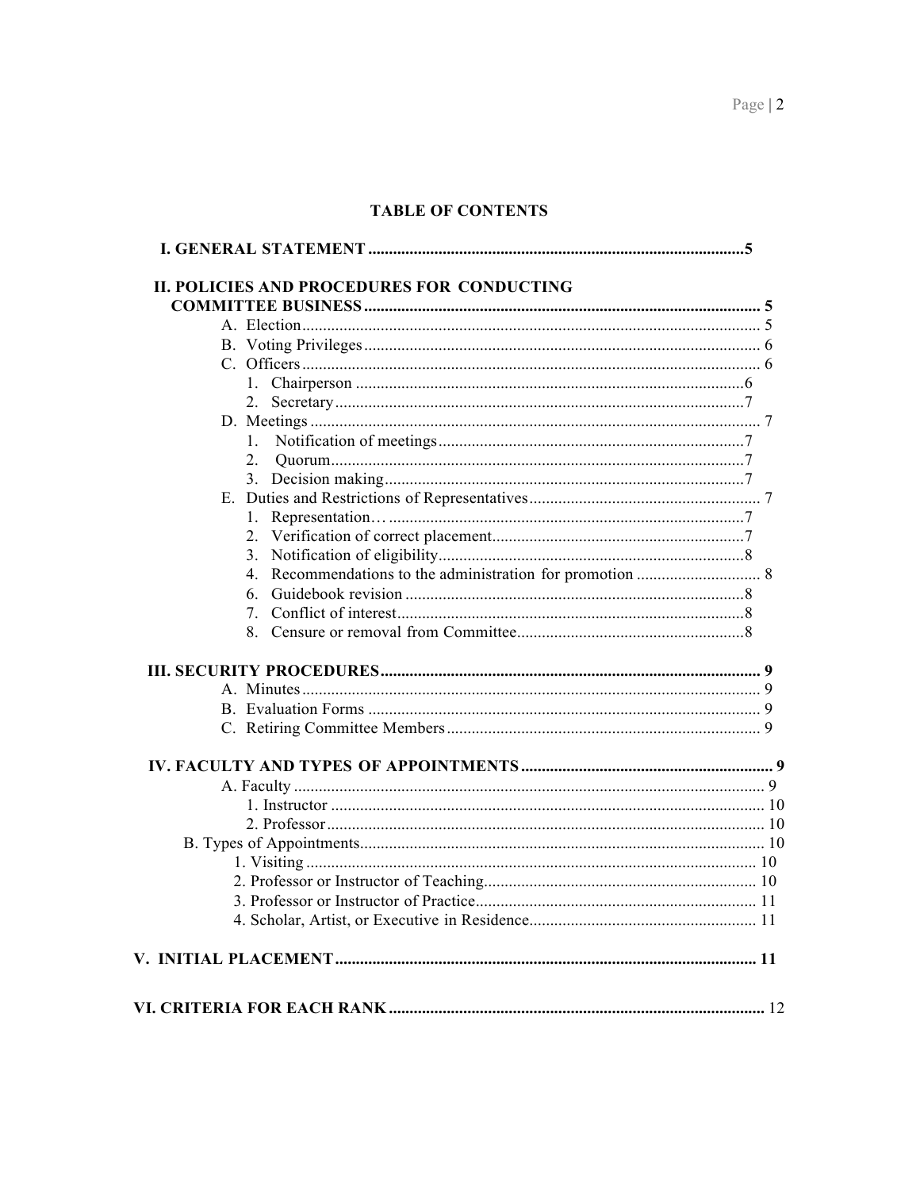## TABLE OF CONTENTS

**I. GENERAL STATEMENT** .......... **5**

**II. POLICIES AND PROCEDURES FOR CONDUCTING COMMITTEE BUSINESS** .......... **5**

- A. Election .......... 5
- B. Voting Privileges .......... 6
- C. Officers .......... 6
  1. Chairperson .......... 6
  2. Secretary .......... 7
- D. Meetings .......... 7
  1. Notification of meetings .......... 7
  2. Quorum .......... 7
  3. Decision making .......... 7
- E. Duties and Restrictions of Representatives .......... 7
  1. Representation… .......... 7
  2. Verification of correct placement .......... 7
  3. Notification of eligibility .......... 8
  4. Recommendations to the administration for promotion .......... 8
  6. Guidebook revision .......... 8
  7. Conflict of interest .......... 8
  8. Censure or removal from Committee .......... 8

**III. SECURITY PROCEDURES** .......... **9**

- A. Minutes .......... 9
- B. Evaluation Forms .......... 9
- C. Retiring Committee Members .......... 9

**IV. FACULTY AND TYPES OF APPOINTMENTS** .......... **9**

- A. Faculty .......... 9
  1. Instructor .......... 10
  2. Professor .......... 10
- B. Types of Appointments .......... 10
  1. Visiting .......... 10
  2. Professor or Instructor of Teaching .......... 10
  3. Professor or Instructor of Practice .......... 11
  4. Scholar, Artist, or Executive in Residence .......... 11

**V. INITIAL PLACEMENT** .......... **11**

**VI. CRITERIA FOR EACH RANK** .......... 12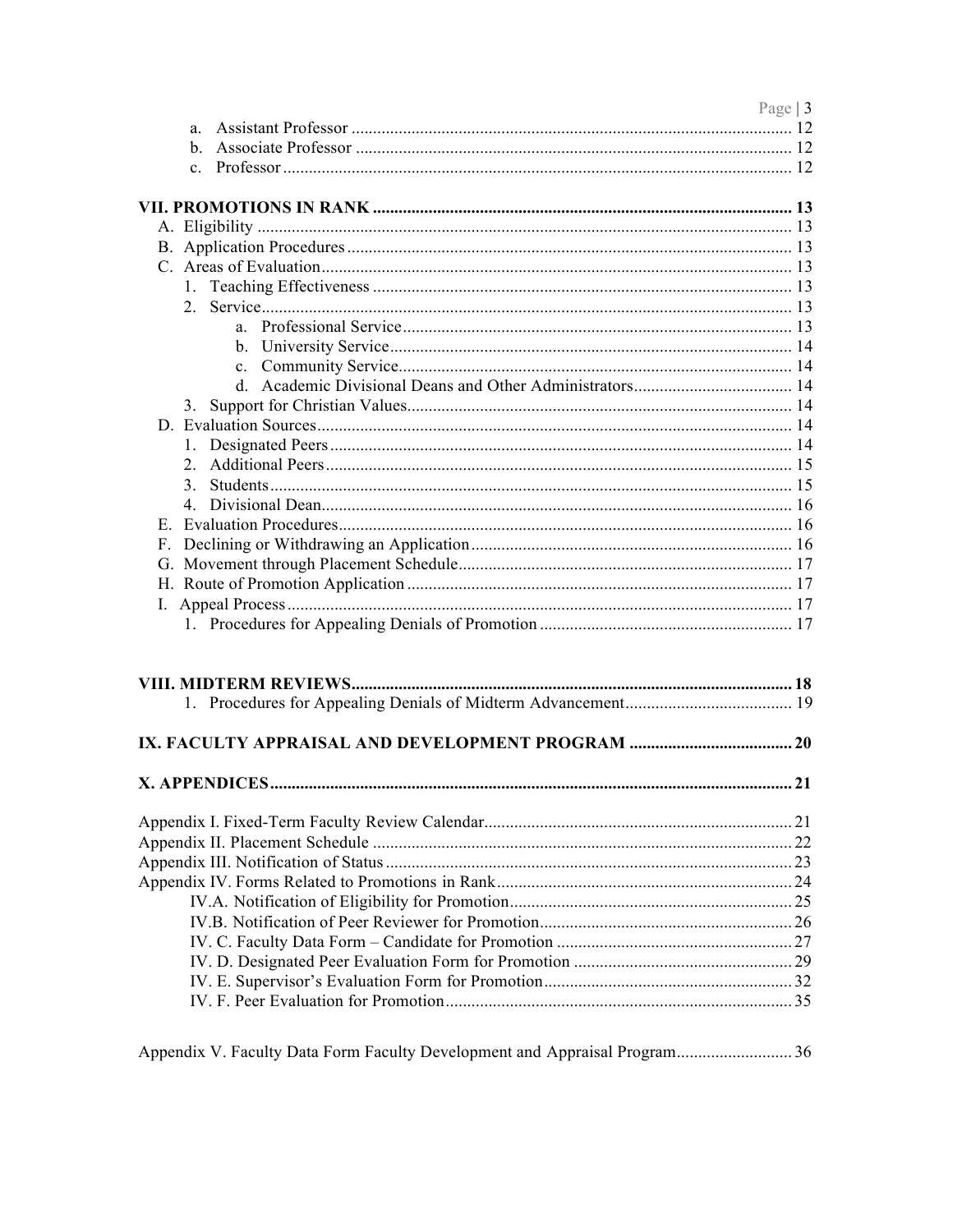a. Assistant Professor ..................................................................................................... 12
b. Associate Professor .................................................................................................... 12
c. Professor ..................................................................................................................... 12

**VII. PROMOTIONS IN RANK ................................................................................................ 13**

A. Eligibility ........................................................................................................................... 13
B. Application Procedures ...................................................................................................... 13
C. Areas of Evaluation ............................................................................................................ 13
1. Teaching Effectiveness ................................................................................................ 13
2. Service .......................................................................................................................... 13
a. Professional Service .......................................................................................... 13
b. University Service ............................................................................................. 14
c. Community Service ........................................................................................... 14
d. Academic Divisional Deans and Other Administrators ..................................... 14
3. Support for Christian Values ........................................................................................ 14
D. Evaluation Sources ............................................................................................................. 14
1. Designated Peers .......................................................................................................... 14
2. Additional Peers ........................................................................................................... 15
3. Students ........................................................................................................................ 15
4. Divisional Dean ............................................................................................................ 16
E. Evaluation Procedures ........................................................................................................ 16
F. Declining or Withdrawing an Application .......................................................................... 16
G. Movement through Placement Schedule ............................................................................ 17
H. Route of Promotion Application ........................................................................................ 17
I. Appeal Process .................................................................................................................... 17
1. Procedures for Appealing Denials of Promotion .......................................................... 17

**VIII. MIDTERM REVIEWS ...................................................................................................... 18**

1. Procedures for Appealing Denials of Midterm Advancement ...................................... 19

**IX. FACULTY APPRAISAL AND DEVELOPMENT PROGRAM ...................................... 20**

**X. APPENDICES ........................................................................................................................ 21**

Appendix I. Fixed-Term Faculty Review Calendar ....................................................................... 21
Appendix II. Placement Schedule ................................................................................................. 22
Appendix III. Notification of Status .............................................................................................. 23
Appendix IV. Forms Related to Promotions in Rank .................................................................... 24
IV.A. Notification of Eligibility for Promotion ................................................................. 25
IV.B. Notification of Peer Reviewer for Promotion .......................................................... 26
IV. C. Faculty Data Form – Candidate for Promotion ...................................................... 27
IV. D. Designated Peer Evaluation Form for Promotion ................................................... 29
IV. E. Supervisor's Evaluation Form for Promotion ......................................................... 32
IV. F. Peer Evaluation for Promotion ................................................................................ 35

Appendix V. Faculty Data Form Faculty Development and Appraisal Program .......................... 36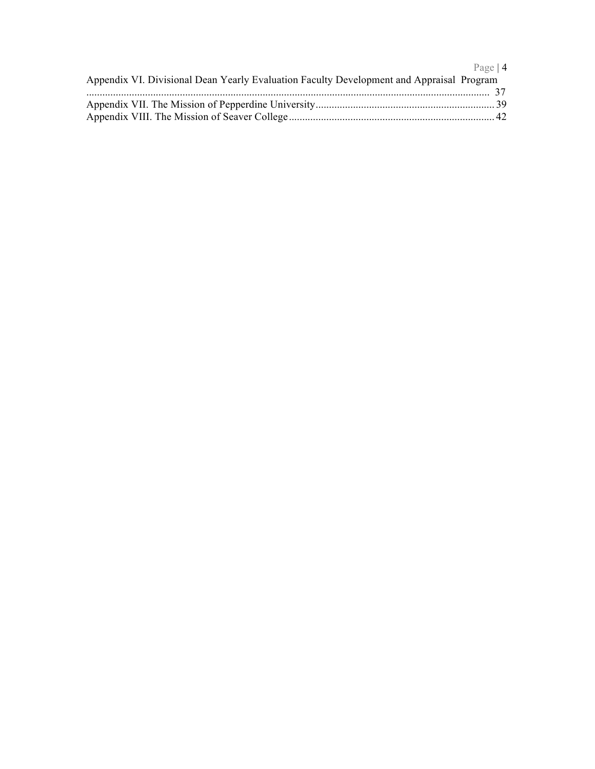Appendix VI. Divisional Dean Yearly Evaluation Faculty Development and Appraisal Program ..................................................................................................................................... 37

Appendix VII. The Mission of Pepperdine University .................................................................. 39

Appendix VIII. The Mission of Seaver College ............................................................................ 42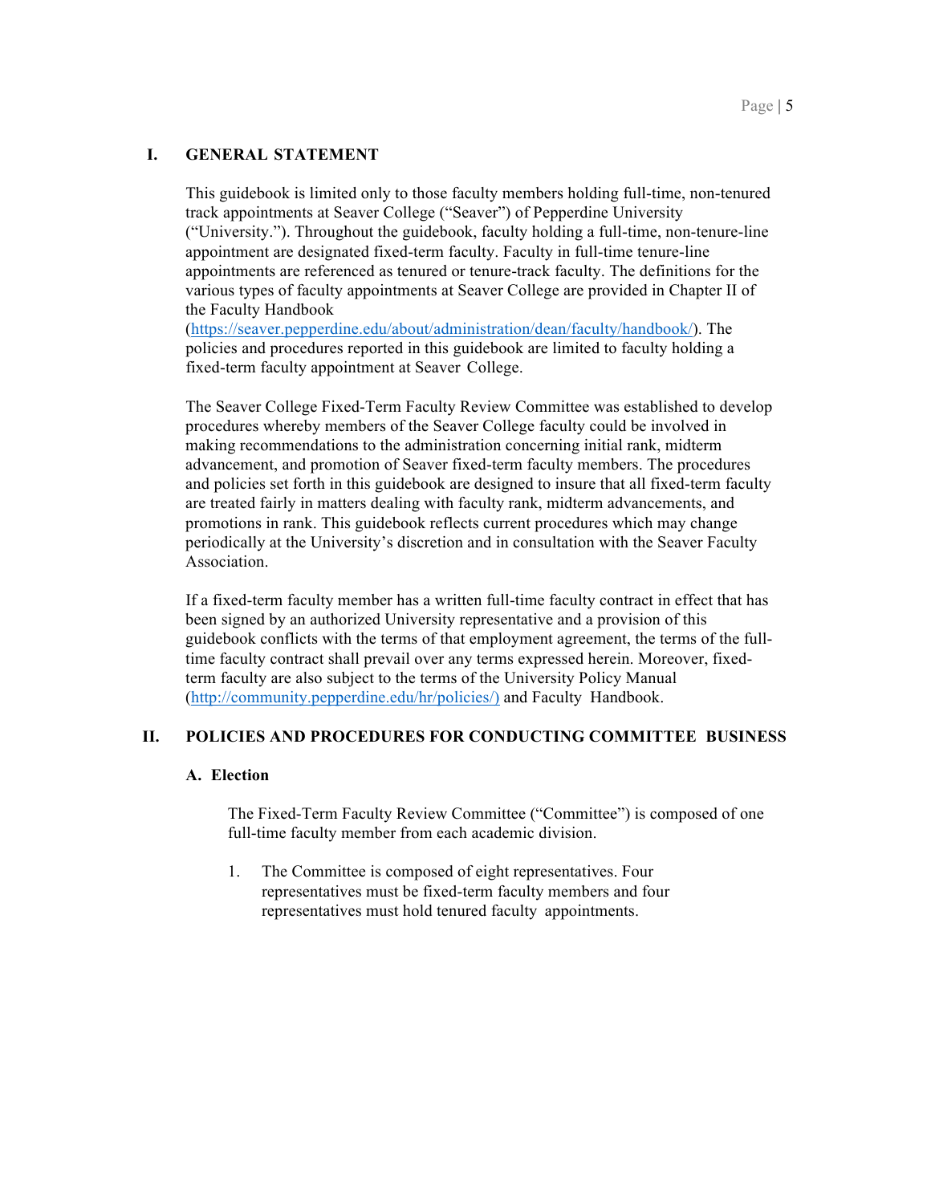## I. GENERAL STATEMENT

This guidebook is limited only to those faculty members holding full-time, non-tenured track appointments at Seaver College ("Seaver") of Pepperdine University ("University."). Throughout the guidebook, faculty holding a full-time, non-tenure-line appointment are designated fixed-term faculty. Faculty in full-time tenure-line appointments are referenced as tenured or tenure-track faculty. The definitions for the various types of faculty appointments at Seaver College are provided in Chapter II of the Faculty Handbook (https://seaver.pepperdine.edu/about/administration/dean/faculty/handbook/). The policies and procedures reported in this guidebook are limited to faculty holding a fixed-term faculty appointment at Seaver College.

The Seaver College Fixed-Term Faculty Review Committee was established to develop procedures whereby members of the Seaver College faculty could be involved in making recommendations to the administration concerning initial rank, midterm advancement, and promotion of Seaver fixed-term faculty members. The procedures and policies set forth in this guidebook are designed to insure that all fixed-term faculty are treated fairly in matters dealing with faculty rank, midterm advancements, and promotions in rank. This guidebook reflects current procedures which may change periodically at the University's discretion and in consultation with the Seaver Faculty Association.

If a fixed-term faculty member has a written full-time faculty contract in effect that has been signed by an authorized University representative and a provision of this guidebook conflicts with the terms of that employment agreement, the terms of the full-time faculty contract shall prevail over any terms expressed herein. Moreover, fixed-term faculty are also subject to the terms of the University Policy Manual (http://community.pepperdine.edu/hr/policies/) and Faculty Handbook.

## II. POLICIES AND PROCEDURES FOR CONDUCTING COMMITTEE BUSINESS

### A. Election

The Fixed-Term Faculty Review Committee ("Committee") is composed of one full-time faculty member from each academic division.

1. The Committee is composed of eight representatives. Four representatives must be fixed-term faculty members and four representatives must hold tenured faculty appointments.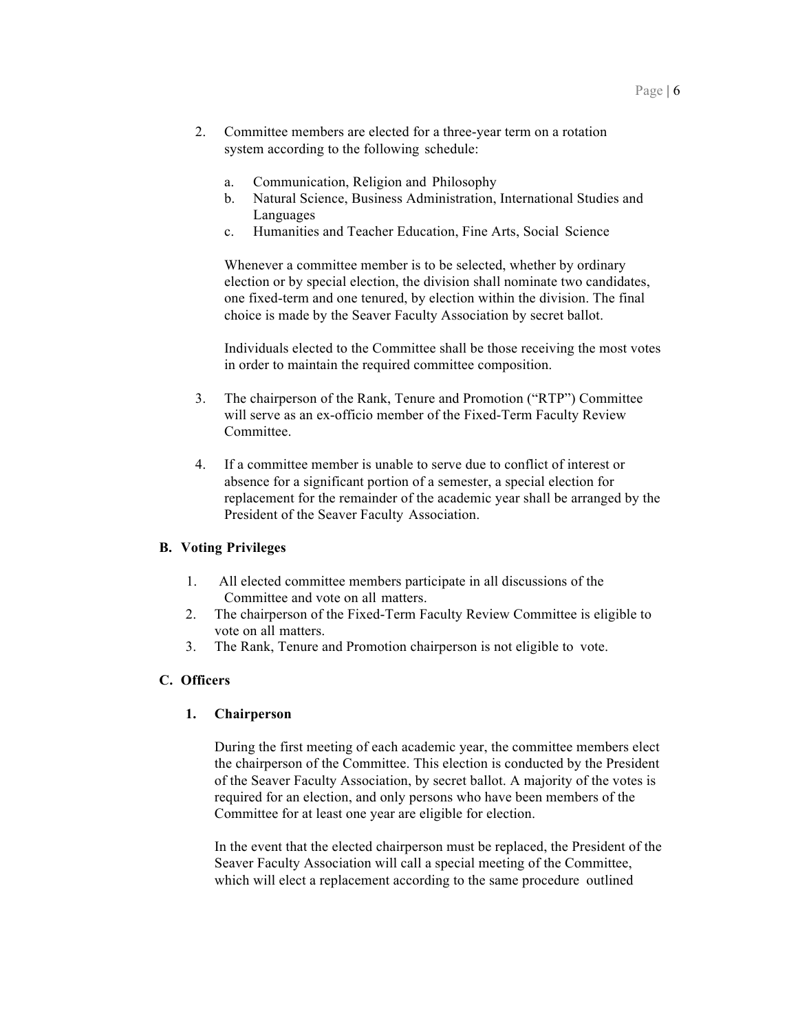2. Committee members are elected for a three-year term on a rotation system according to the following schedule:

   a. Communication, Religion and Philosophy
   b. Natural Science, Business Administration, International Studies and Languages
   c. Humanities and Teacher Education, Fine Arts, Social Science

   Whenever a committee member is to be selected, whether by ordinary election or by special election, the division shall nominate two candidates, one fixed-term and one tenured, by election within the division. The final choice is made by the Seaver Faculty Association by secret ballot.

   Individuals elected to the Committee shall be those receiving the most votes in order to maintain the required committee composition.

3. The chairperson of the Rank, Tenure and Promotion ("RTP") Committee will serve as an ex-officio member of the Fixed-Term Faculty Review Committee.

4. If a committee member is unable to serve due to conflict of interest or absence for a significant portion of a semester, a special election for replacement for the remainder of the academic year shall be arranged by the President of the Seaver Faculty Association.

### B. Voting Privileges

1. All elected committee members participate in all discussions of the Committee and vote on all matters.
2. The chairperson of the Fixed-Term Faculty Review Committee is eligible to vote on all matters.
3. The Rank, Tenure and Promotion chairperson is not eligible to vote.

### C. Officers

#### 1. Chairperson

During the first meeting of each academic year, the committee members elect the chairperson of the Committee. This election is conducted by the President of the Seaver Faculty Association, by secret ballot. A majority of the votes is required for an election, and only persons who have been members of the Committee for at least one year are eligible for election.

In the event that the elected chairperson must be replaced, the President of the Seaver Faculty Association will call a special meeting of the Committee, which will elect a replacement according to the same procedure outlined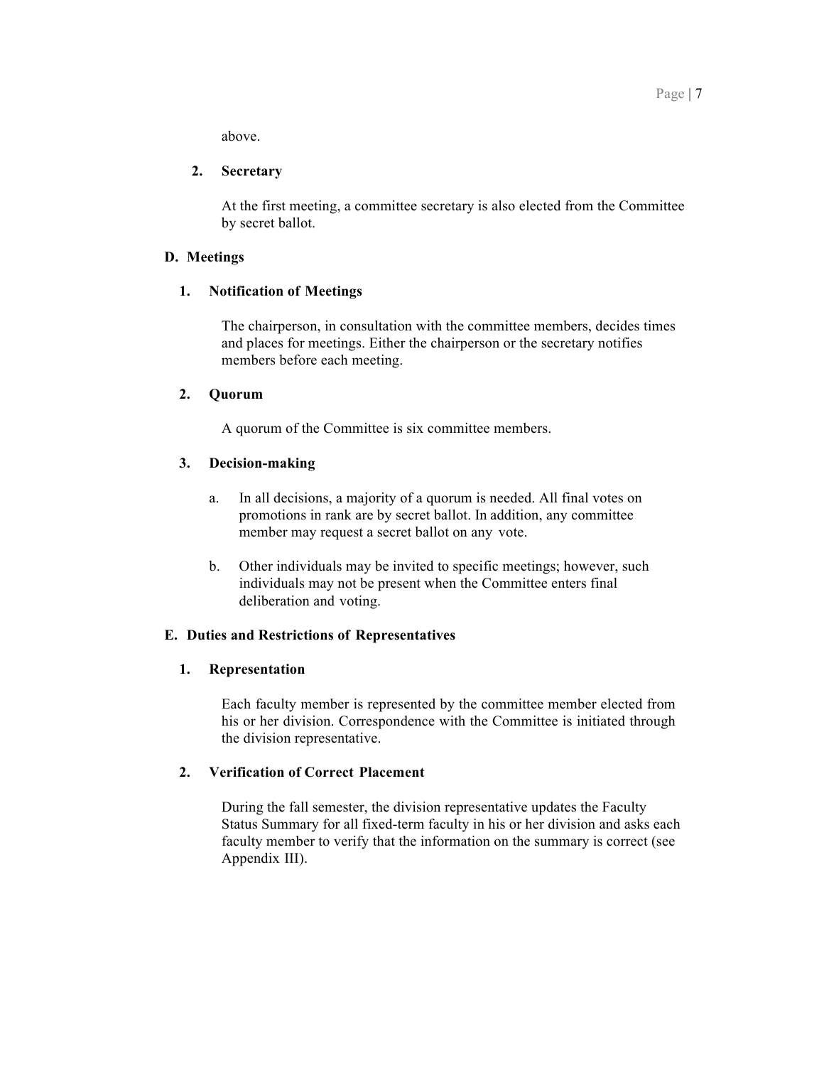above.

**2. Secretary**

At the first meeting, a committee secretary is also elected from the Committee by secret ballot.

### D. Meetings

**1. Notification of Meetings**

The chairperson, in consultation with the committee members, decides times and places for meetings. Either the chairperson or the secretary notifies members before each meeting.

**2. Quorum**

A quorum of the Committee is six committee members.

**3. Decision-making**

a. In all decisions, a majority of a quorum is needed. All final votes on promotions in rank are by secret ballot. In addition, any committee member may request a secret ballot on any vote.

b. Other individuals may be invited to specific meetings; however, such individuals may not be present when the Committee enters final deliberation and voting.

### E. Duties and Restrictions of Representatives

**1. Representation**

Each faculty member is represented by the committee member elected from his or her division. Correspondence with the Committee is initiated through the division representative.

**2. Verification of Correct Placement**

During the fall semester, the division representative updates the Faculty Status Summary for all fixed-term faculty in his or her division and asks each faculty member to verify that the information on the summary is correct (see Appendix III).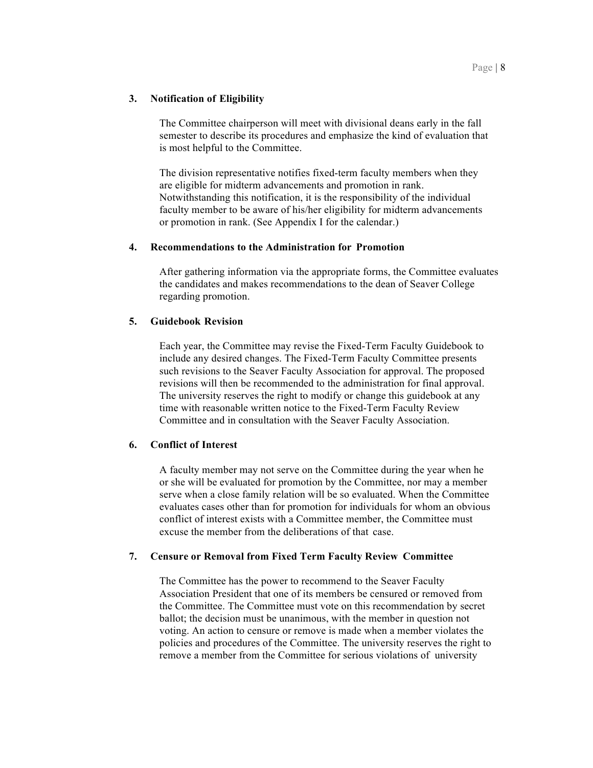### 3. Notification of Eligibility

The Committee chairperson will meet with divisional deans early in the fall semester to describe its procedures and emphasize the kind of evaluation that is most helpful to the Committee.

The division representative notifies fixed-term faculty members when they are eligible for midterm advancements and promotion in rank. Notwithstanding this notification, it is the responsibility of the individual faculty member to be aware of his/her eligibility for midterm advancements or promotion in rank. (See Appendix I for the calendar.)

### 4. Recommendations to the Administration for Promotion

After gathering information via the appropriate forms, the Committee evaluates the candidates and makes recommendations to the dean of Seaver College regarding promotion.

### 5. Guidebook Revision

Each year, the Committee may revise the Fixed-Term Faculty Guidebook to include any desired changes. The Fixed-Term Faculty Committee presents such revisions to the Seaver Faculty Association for approval. The proposed revisions will then be recommended to the administration for final approval. The university reserves the right to modify or change this guidebook at any time with reasonable written notice to the Fixed-Term Faculty Review Committee and in consultation with the Seaver Faculty Association.

### 6. Conflict of Interest

A faculty member may not serve on the Committee during the year when he or she will be evaluated for promotion by the Committee, nor may a member serve when a close family relation will be so evaluated. When the Committee evaluates cases other than for promotion for individuals for whom an obvious conflict of interest exists with a Committee member, the Committee must excuse the member from the deliberations of that case.

### 7. Censure or Removal from Fixed Term Faculty Review Committee

The Committee has the power to recommend to the Seaver Faculty Association President that one of its members be censured or removed from the Committee. The Committee must vote on this recommendation by secret ballot; the decision must be unanimous, with the member in question not voting. An action to censure or remove is made when a member violates the policies and procedures of the Committee. The university reserves the right to remove a member from the Committee for serious violations of university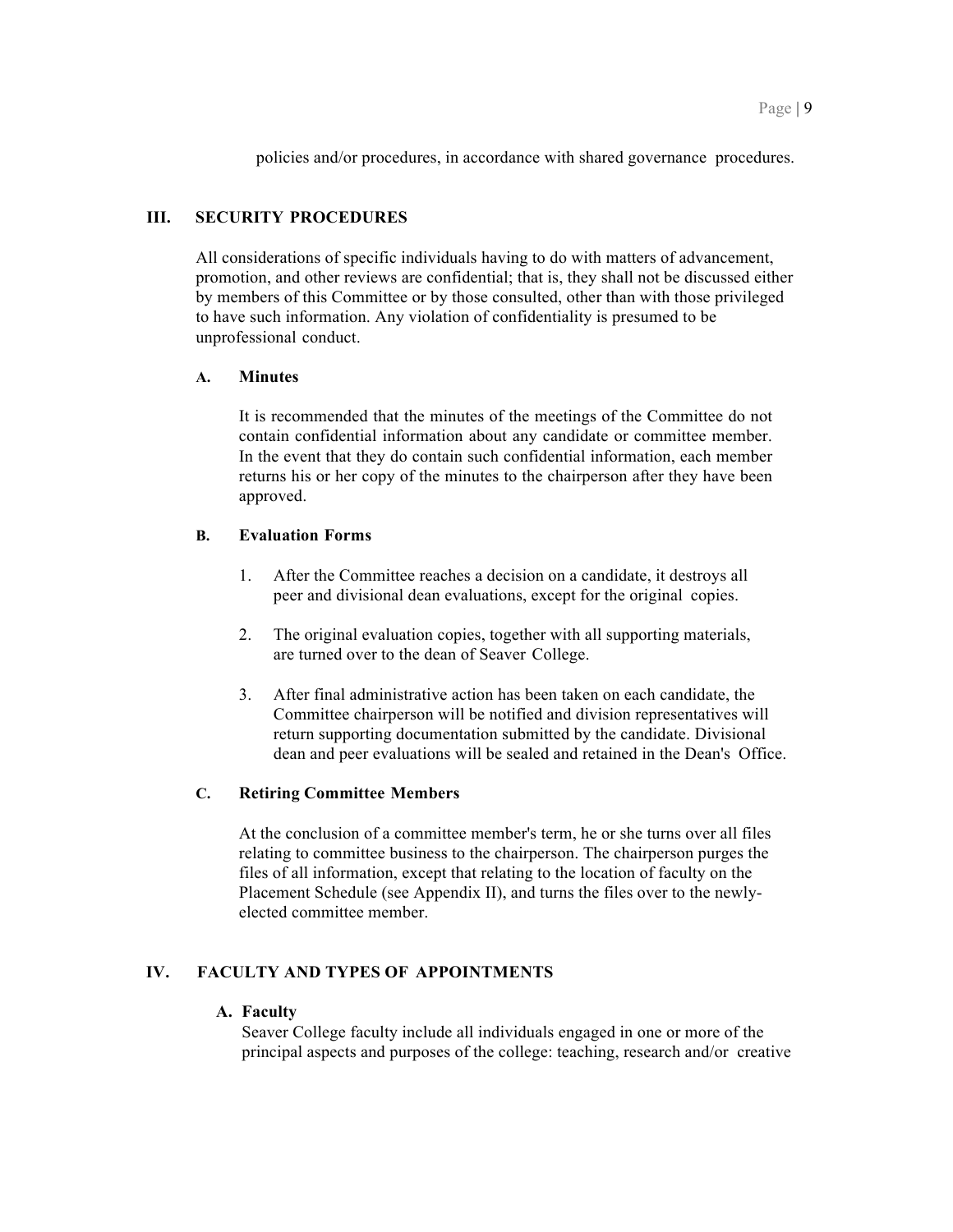policies and/or procedures, in accordance with shared governance procedures.

## III. SECURITY PROCEDURES

All considerations of specific individuals having to do with matters of advancement, promotion, and other reviews are confidential; that is, they shall not be discussed either by members of this Committee or by those consulted, other than with those privileged to have such information. Any violation of confidentiality is presumed to be unprofessional conduct.

### A. Minutes

It is recommended that the minutes of the meetings of the Committee do not contain confidential information about any candidate or committee member. In the event that they do contain such confidential information, each member returns his or her copy of the minutes to the chairperson after they have been approved.

### B. Evaluation Forms

1. After the Committee reaches a decision on a candidate, it destroys all peer and divisional dean evaluations, except for the original copies.

2. The original evaluation copies, together with all supporting materials, are turned over to the dean of Seaver College.

3. After final administrative action has been taken on each candidate, the Committee chairperson will be notified and division representatives will return supporting documentation submitted by the candidate. Divisional dean and peer evaluations will be sealed and retained in the Dean's Office.

### C. Retiring Committee Members

At the conclusion of a committee member's term, he or she turns over all files relating to committee business to the chairperson. The chairperson purges the files of all information, except that relating to the location of faculty on the Placement Schedule (see Appendix II), and turns the files over to the newly-elected committee member.

## IV. FACULTY AND TYPES OF APPOINTMENTS

### A. Faculty

Seaver College faculty include all individuals engaged in one or more of the principal aspects and purposes of the college: teaching, research and/or creative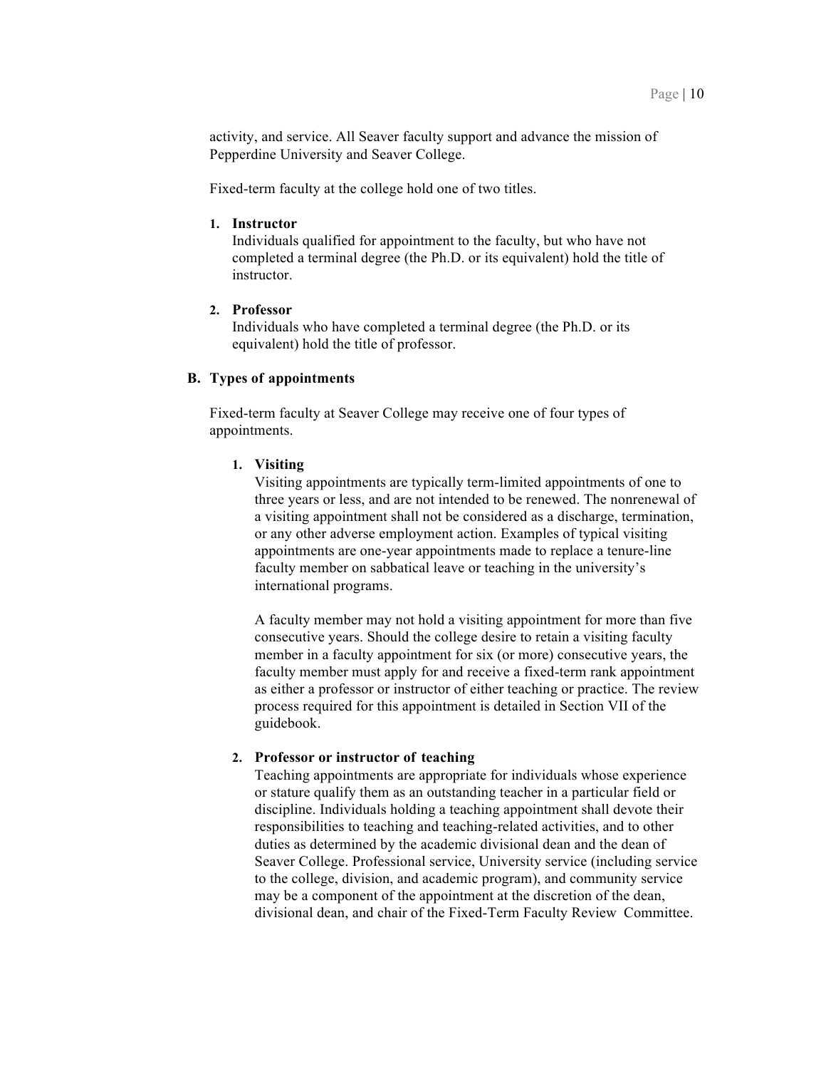activity, and service. All Seaver faculty support and advance the mission of Pepperdine University and Seaver College.

Fixed-term faculty at the college hold one of two titles.

1. **Instructor**
   Individuals qualified for appointment to the faculty, but who have not completed a terminal degree (the Ph.D. or its equivalent) hold the title of instructor.

2. **Professor**
   Individuals who have completed a terminal degree (the Ph.D. or its equivalent) hold the title of professor.

### B. Types of appointments

Fixed-term faculty at Seaver College may receive one of four types of appointments.

1. **Visiting**
   Visiting appointments are typically term-limited appointments of one to three years or less, and are not intended to be renewed. The nonrenewal of a visiting appointment shall not be considered as a discharge, termination, or any other adverse employment action. Examples of typical visiting appointments are one-year appointments made to replace a tenure-line faculty member on sabbatical leave or teaching in the university's international programs.

   A faculty member may not hold a visiting appointment for more than five consecutive years. Should the college desire to retain a visiting faculty member in a faculty appointment for six (or more) consecutive years, the faculty member must apply for and receive a fixed-term rank appointment as either a professor or instructor of either teaching or practice. The review process required for this appointment is detailed in Section VII of the guidebook.

2. **Professor or instructor of teaching**
   Teaching appointments are appropriate for individuals whose experience or stature qualify them as an outstanding teacher in a particular field or discipline. Individuals holding a teaching appointment shall devote their responsibilities to teaching and teaching-related activities, and to other duties as determined by the academic divisional dean and the dean of Seaver College. Professional service, University service (including service to the college, division, and academic program), and community service may be a component of the appointment at the discretion of the dean, divisional dean, and chair of the Fixed-Term Faculty Review Committee.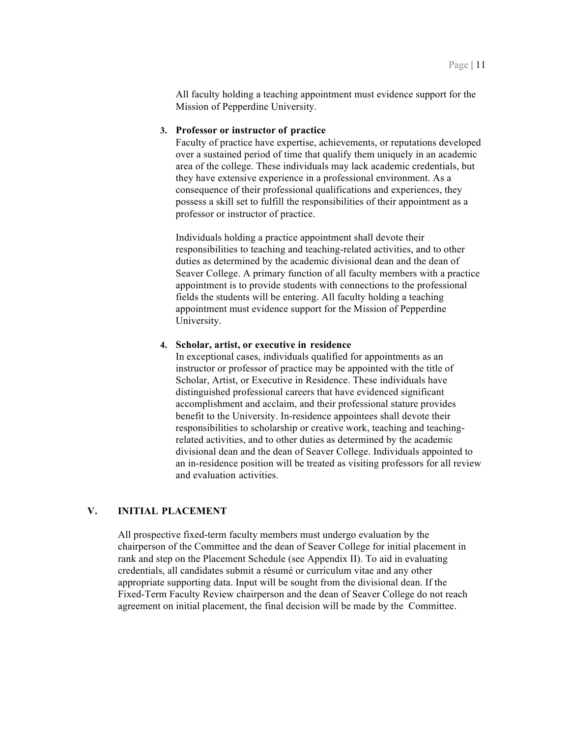All faculty holding a teaching appointment must evidence support for the Mission of Pepperdine University.

3. **Professor or instructor of practice**

   Faculty of practice have expertise, achievements, or reputations developed over a sustained period of time that qualify them uniquely in an academic area of the college. These individuals may lack academic credentials, but they have extensive experience in a professional environment. As a consequence of their professional qualifications and experiences, they possess a skill set to fulfill the responsibilities of their appointment as a professor or instructor of practice.

   Individuals holding a practice appointment shall devote their responsibilities to teaching and teaching-related activities, and to other duties as determined by the academic divisional dean and the dean of Seaver College. A primary function of all faculty members with a practice appointment is to provide students with connections to the professional fields the students will be entering. All faculty holding a teaching appointment must evidence support for the Mission of Pepperdine University.

4. **Scholar, artist, or executive in residence**

   In exceptional cases, individuals qualified for appointments as an instructor or professor of practice may be appointed with the title of Scholar, Artist, or Executive in Residence. These individuals have distinguished professional careers that have evidenced significant accomplishment and acclaim, and their professional stature provides benefit to the University. In-residence appointees shall devote their responsibilities to scholarship or creative work, teaching and teaching-related activities, and to other duties as determined by the academic divisional dean and the dean of Seaver College. Individuals appointed to an in-residence position will be treated as visiting professors for all review and evaluation activities.

## V. INITIAL PLACEMENT

All prospective fixed-term faculty members must undergo evaluation by the chairperson of the Committee and the dean of Seaver College for initial placement in rank and step on the Placement Schedule (see Appendix II). To aid in evaluating credentials, all candidates submit a résumé or curriculum vitae and any other appropriate supporting data. Input will be sought from the divisional dean. If the Fixed-Term Faculty Review chairperson and the dean of Seaver College do not reach agreement on initial placement, the final decision will be made by the Committee.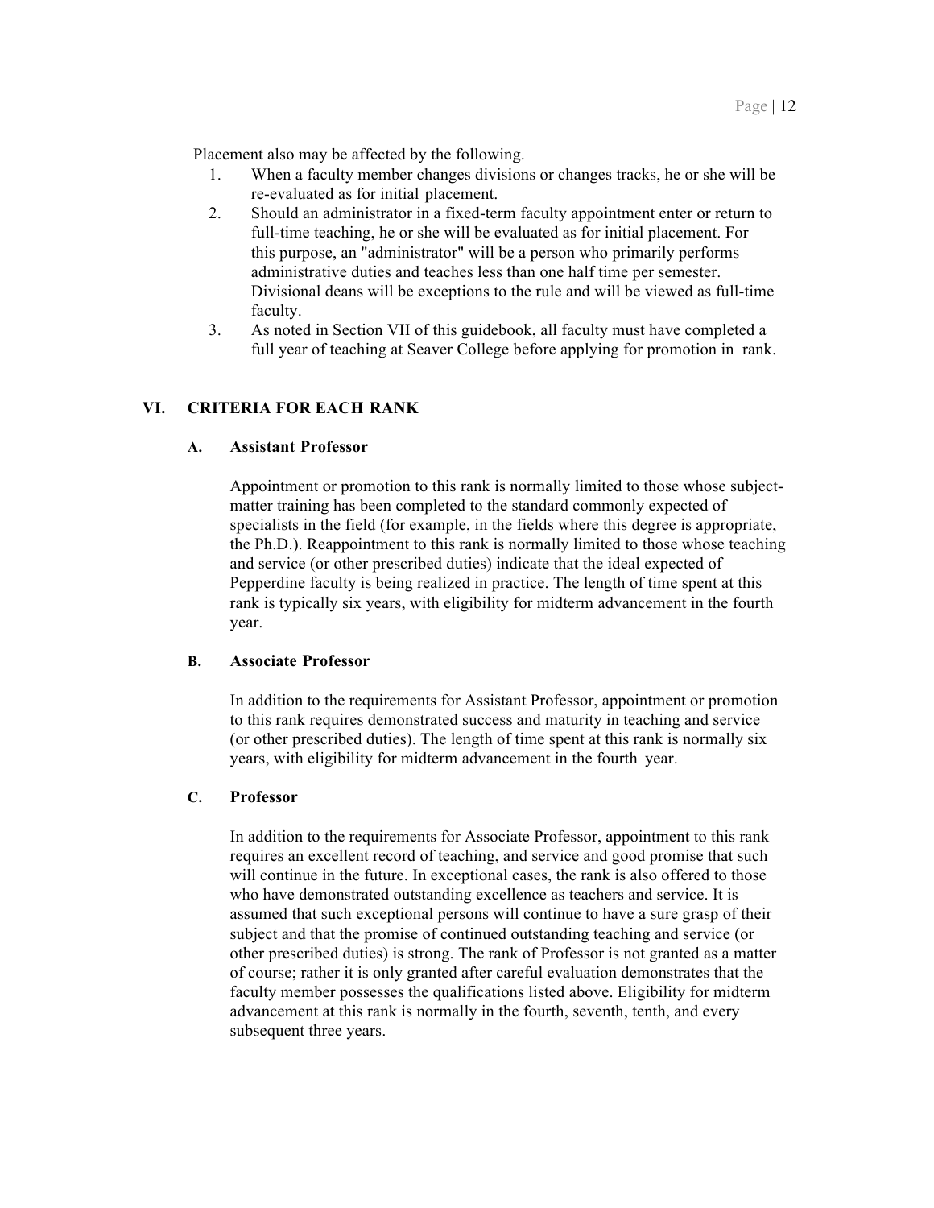Placement also may be affected by the following.

1. When a faculty member changes divisions or changes tracks, he or she will be re-evaluated as for initial placement.
2. Should an administrator in a fixed-term faculty appointment enter or return to full-time teaching, he or she will be evaluated as for initial placement. For this purpose, an "administrator" will be a person who primarily performs administrative duties and teaches less than one half time per semester. Divisional deans will be exceptions to the rule and will be viewed as full-time faculty.
3. As noted in Section VII of this guidebook, all faculty must have completed a full year of teaching at Seaver College before applying for promotion in rank.

## VI. CRITERIA FOR EACH RANK

### A. Assistant Professor

Appointment or promotion to this rank is normally limited to those whose subject-matter training has been completed to the standard commonly expected of specialists in the field (for example, in the fields where this degree is appropriate, the Ph.D.). Reappointment to this rank is normally limited to those whose teaching and service (or other prescribed duties) indicate that the ideal expected of Pepperdine faculty is being realized in practice. The length of time spent at this rank is typically six years, with eligibility for midterm advancement in the fourth year.

### B. Associate Professor

In addition to the requirements for Assistant Professor, appointment or promotion to this rank requires demonstrated success and maturity in teaching and service (or other prescribed duties). The length of time spent at this rank is normally six years, with eligibility for midterm advancement in the fourth year.

### C. Professor

In addition to the requirements for Associate Professor, appointment to this rank requires an excellent record of teaching, and service and good promise that such will continue in the future. In exceptional cases, the rank is also offered to those who have demonstrated outstanding excellence as teachers and service. It is assumed that such exceptional persons will continue to have a sure grasp of their subject and that the promise of continued outstanding teaching and service (or other prescribed duties) is strong. The rank of Professor is not granted as a matter of course; rather it is only granted after careful evaluation demonstrates that the faculty member possesses the qualifications listed above. Eligibility for midterm advancement at this rank is normally in the fourth, seventh, tenth, and every subsequent three years.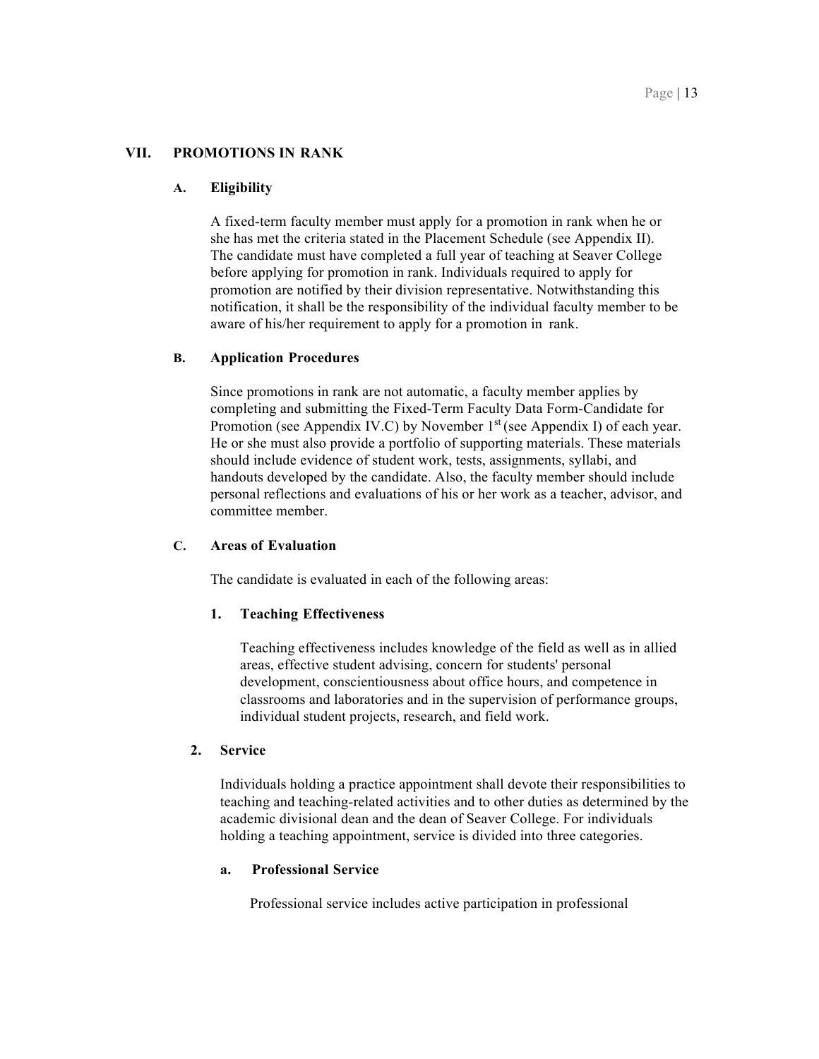## VII. PROMOTIONS IN RANK

### A. Eligibility

A fixed-term faculty member must apply for a promotion in rank when he or she has met the criteria stated in the Placement Schedule (see Appendix II). The candidate must have completed a full year of teaching at Seaver College before applying for promotion in rank. Individuals required to apply for promotion are notified by their division representative. Notwithstanding this notification, it shall be the responsibility of the individual faculty member to be aware of his/her requirement to apply for a promotion in rank.

### B. Application Procedures

Since promotions in rank are not automatic, a faculty member applies by completing and submitting the Fixed-Term Faculty Data Form-Candidate for Promotion (see Appendix IV.C) by November 1st (see Appendix I) of each year. He or she must also provide a portfolio of supporting materials. These materials should include evidence of student work, tests, assignments, syllabi, and handouts developed by the candidate. Also, the faculty member should include personal reflections and evaluations of his or her work as a teacher, advisor, and committee member.

### C. Areas of Evaluation

The candidate is evaluated in each of the following areas:

#### 1. Teaching Effectiveness

Teaching effectiveness includes knowledge of the field as well as in allied areas, effective student advising, concern for students' personal development, conscientiousness about office hours, and competence in classrooms and laboratories and in the supervision of performance groups, individual student projects, research, and field work.

#### 2. Service

Individuals holding a practice appointment shall devote their responsibilities to teaching and teaching-related activities and to other duties as determined by the academic divisional dean and the dean of Seaver College. For individuals holding a teaching appointment, service is divided into three categories.

##### a. Professional Service

Professional service includes active participation in professional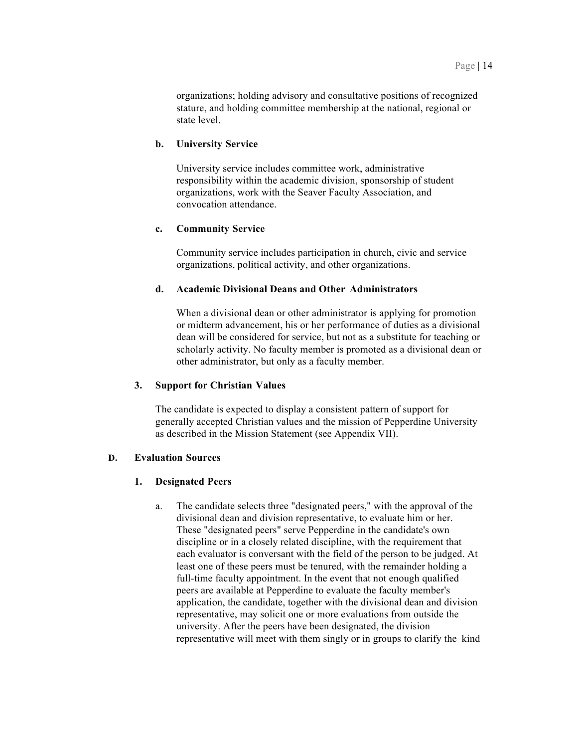organizations; holding advisory and consultative positions of recognized stature, and holding committee membership at the national, regional or state level.

**b. University Service**

University service includes committee work, administrative responsibility within the academic division, sponsorship of student organizations, work with the Seaver Faculty Association, and convocation attendance.

**c. Community Service**

Community service includes participation in church, civic and service organizations, political activity, and other organizations.

**d. Academic Divisional Deans and Other Administrators**

When a divisional dean or other administrator is applying for promotion or midterm advancement, his or her performance of duties as a divisional dean will be considered for service, but not as a substitute for teaching or scholarly activity. No faculty member is promoted as a divisional dean or other administrator, but only as a faculty member.

**3. Support for Christian Values**

The candidate is expected to display a consistent pattern of support for generally accepted Christian values and the mission of Pepperdine University as described in the Mission Statement (see Appendix VII).

**D. Evaluation Sources**

**1. Designated Peers**

a. The candidate selects three "designated peers," with the approval of the divisional dean and division representative, to evaluate him or her. These "designated peers" serve Pepperdine in the candidate's own discipline or in a closely related discipline, with the requirement that each evaluator is conversant with the field of the person to be judged. At least one of these peers must be tenured, with the remainder holding a full-time faculty appointment. In the event that not enough qualified peers are available at Pepperdine to evaluate the faculty member's application, the candidate, together with the divisional dean and division representative, may solicit one or more evaluations from outside the university. After the peers have been designated, the division representative will meet with them singly or in groups to clarify the kind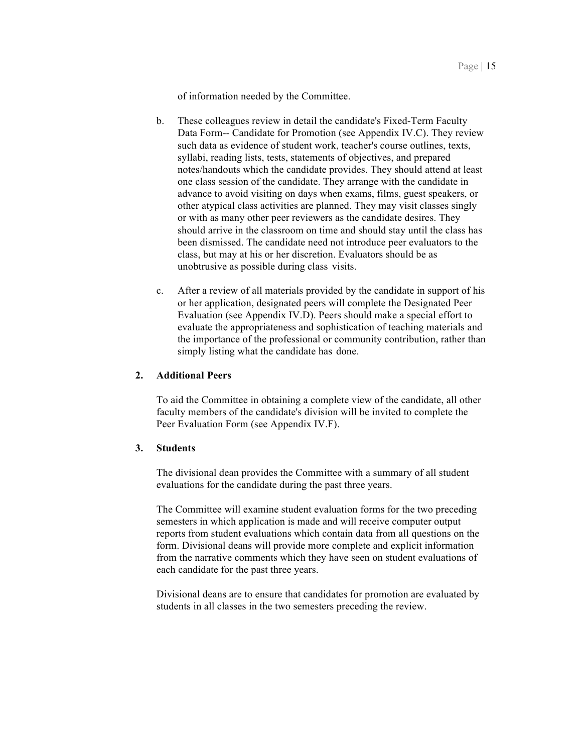of information needed by the Committee.

b. These colleagues review in detail the candidate's Fixed-Term Faculty Data Form-- Candidate for Promotion (see Appendix IV.C). They review such data as evidence of student work, teacher's course outlines, texts, syllabi, reading lists, tests, statements of objectives, and prepared notes/handouts which the candidate provides. They should attend at least one class session of the candidate. They arrange with the candidate in advance to avoid visiting on days when exams, films, guest speakers, or other atypical class activities are planned. They may visit classes singly or with as many other peer reviewers as the candidate desires. They should arrive in the classroom on time and should stay until the class has been dismissed. The candidate need not introduce peer evaluators to the class, but may at his or her discretion. Evaluators should be as unobtrusive as possible during class visits.

c. After a review of all materials provided by the candidate in support of his or her application, designated peers will complete the Designated Peer Evaluation (see Appendix IV.D). Peers should make a special effort to evaluate the appropriateness and sophistication of teaching materials and the importance of the professional or community contribution, rather than simply listing what the candidate has done.

**2. Additional Peers**

To aid the Committee in obtaining a complete view of the candidate, all other faculty members of the candidate's division will be invited to complete the Peer Evaluation Form (see Appendix IV.F).

**3. Students**

The divisional dean provides the Committee with a summary of all student evaluations for the candidate during the past three years.

The Committee will examine student evaluation forms for the two preceding semesters in which application is made and will receive computer output reports from student evaluations which contain data from all questions on the form. Divisional deans will provide more complete and explicit information from the narrative comments which they have seen on student evaluations of each candidate for the past three years.

Divisional deans are to ensure that candidates for promotion are evaluated by students in all classes in the two semesters preceding the review.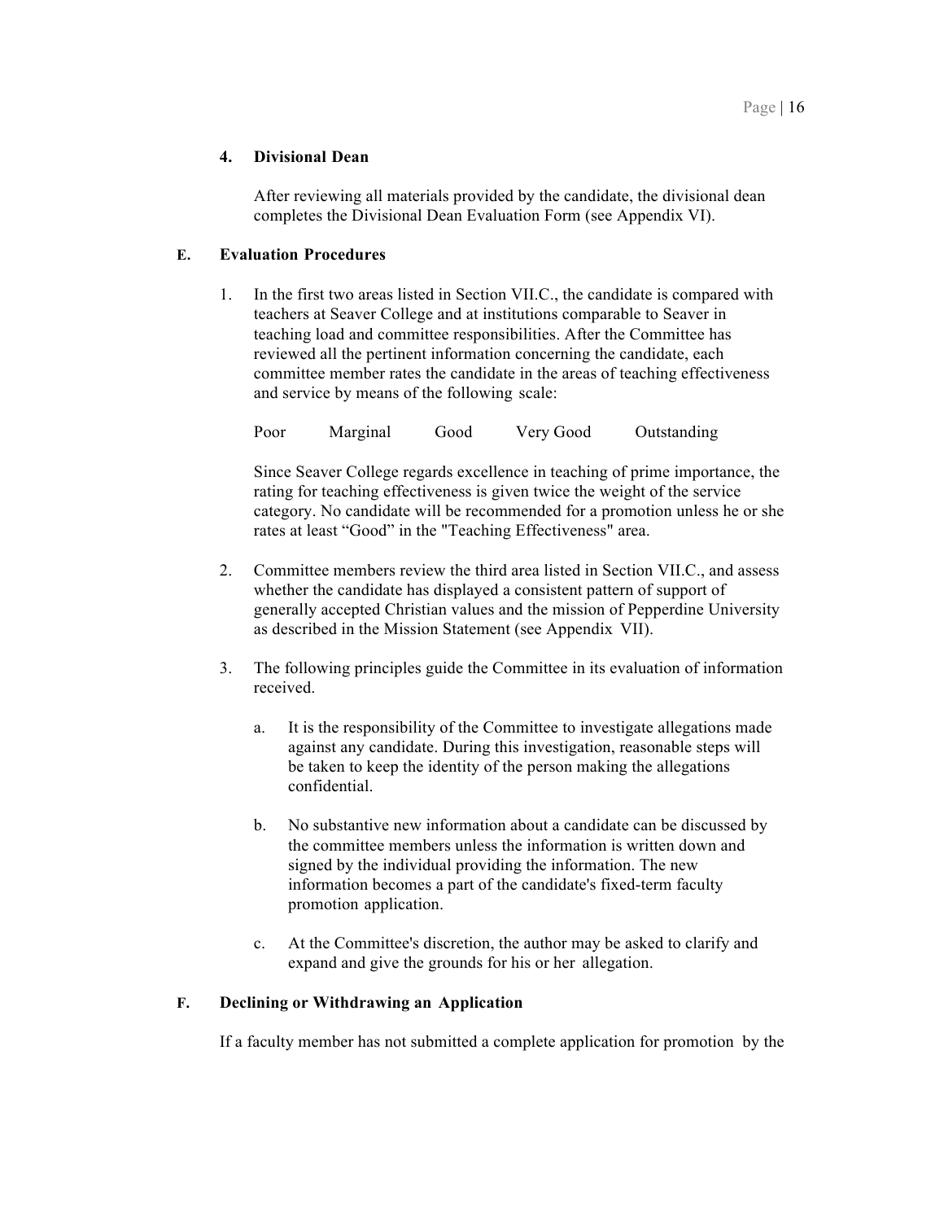#### 4. Divisional Dean

After reviewing all materials provided by the candidate, the divisional dean completes the Divisional Dean Evaluation Form (see Appendix VI).

### E. Evaluation Procedures

1. In the first two areas listed in Section VII.C., the candidate is compared with teachers at Seaver College and at institutions comparable to Seaver in teaching load and committee responsibilities. After the Committee has reviewed all the pertinent information concerning the candidate, each committee member rates the candidate in the areas of teaching effectiveness and service by means of the following scale:

   Poor    Marginal    Good    Very Good    Outstanding

   Since Seaver College regards excellence in teaching of prime importance, the rating for teaching effectiveness is given twice the weight of the service category. No candidate will be recommended for a promotion unless he or she rates at least "Good" in the "Teaching Effectiveness" area.

2. Committee members review the third area listed in Section VII.C., and assess whether the candidate has displayed a consistent pattern of support of generally accepted Christian values and the mission of Pepperdine University as described in the Mission Statement (see Appendix VII).

3. The following principles guide the Committee in its evaluation of information received.

   a. It is the responsibility of the Committee to investigate allegations made against any candidate. During this investigation, reasonable steps will be taken to keep the identity of the person making the allegations confidential.

   b. No substantive new information about a candidate can be discussed by the committee members unless the information is written down and signed by the individual providing the information. The new information becomes a part of the candidate's fixed-term faculty promotion application.

   c. At the Committee's discretion, the author may be asked to clarify and expand and give the grounds for his or her allegation.

### F. Declining or Withdrawing an Application

If a faculty member has not submitted a complete application for promotion by the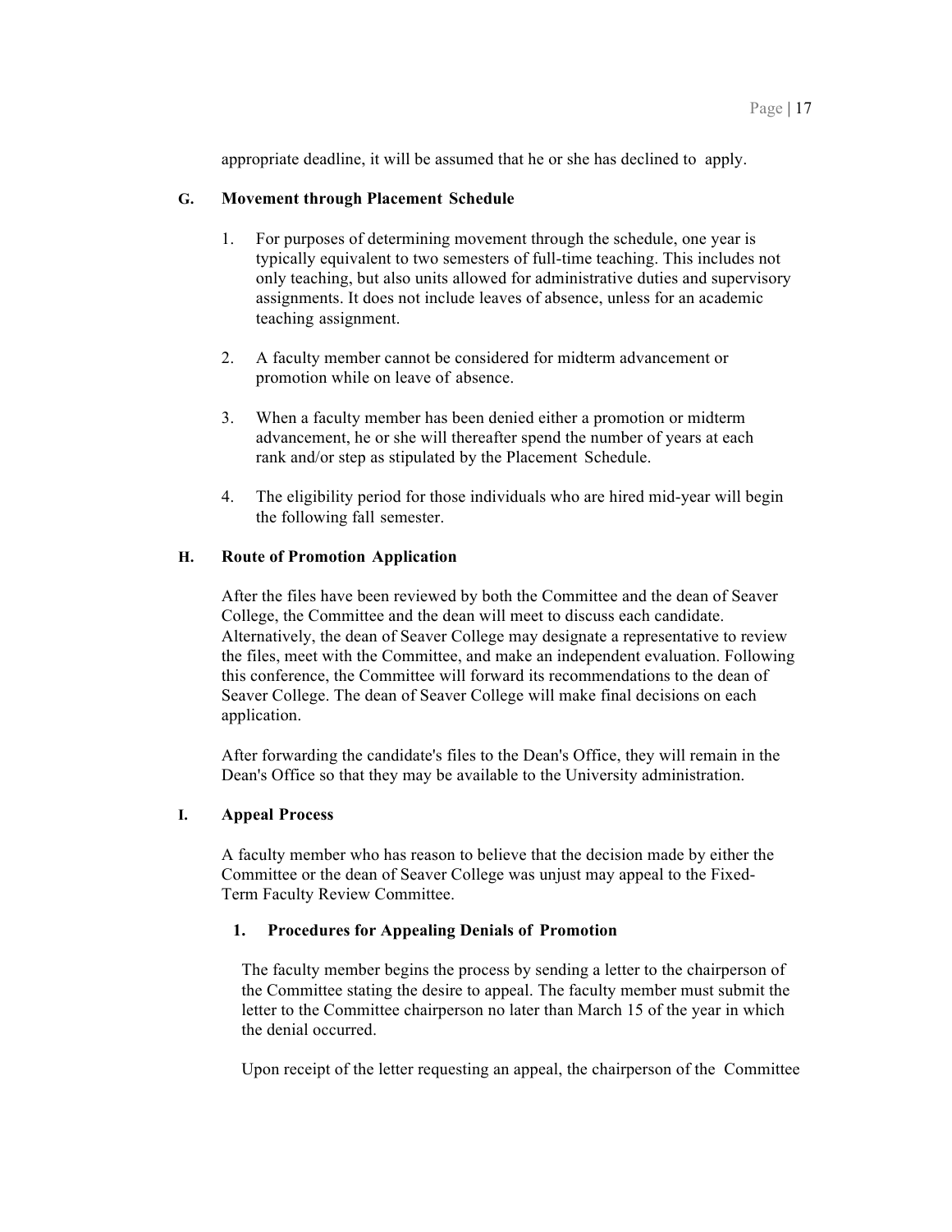appropriate deadline, it will be assumed that he or she has declined to apply.

### G. Movement through Placement Schedule

1. For purposes of determining movement through the schedule, one year is typically equivalent to two semesters of full-time teaching. This includes not only teaching, but also units allowed for administrative duties and supervisory assignments. It does not include leaves of absence, unless for an academic teaching assignment.

2. A faculty member cannot be considered for midterm advancement or promotion while on leave of absence.

3. When a faculty member has been denied either a promotion or midterm advancement, he or she will thereafter spend the number of years at each rank and/or step as stipulated by the Placement Schedule.

4. The eligibility period for those individuals who are hired mid-year will begin the following fall semester.

### H. Route of Promotion Application

After the files have been reviewed by both the Committee and the dean of Seaver College, the Committee and the dean will meet to discuss each candidate. Alternatively, the dean of Seaver College may designate a representative to review the files, meet with the Committee, and make an independent evaluation. Following this conference, the Committee will forward its recommendations to the dean of Seaver College. The dean of Seaver College will make final decisions on each application.

After forwarding the candidate's files to the Dean's Office, they will remain in the Dean's Office so that they may be available to the University administration.

### I. Appeal Process

A faculty member who has reason to believe that the decision made by either the Committee or the dean of Seaver College was unjust may appeal to the Fixed-Term Faculty Review Committee.

#### 1. Procedures for Appealing Denials of Promotion

The faculty member begins the process by sending a letter to the chairperson of the Committee stating the desire to appeal. The faculty member must submit the letter to the Committee chairperson no later than March 15 of the year in which the denial occurred.

Upon receipt of the letter requesting an appeal, the chairperson of the Committee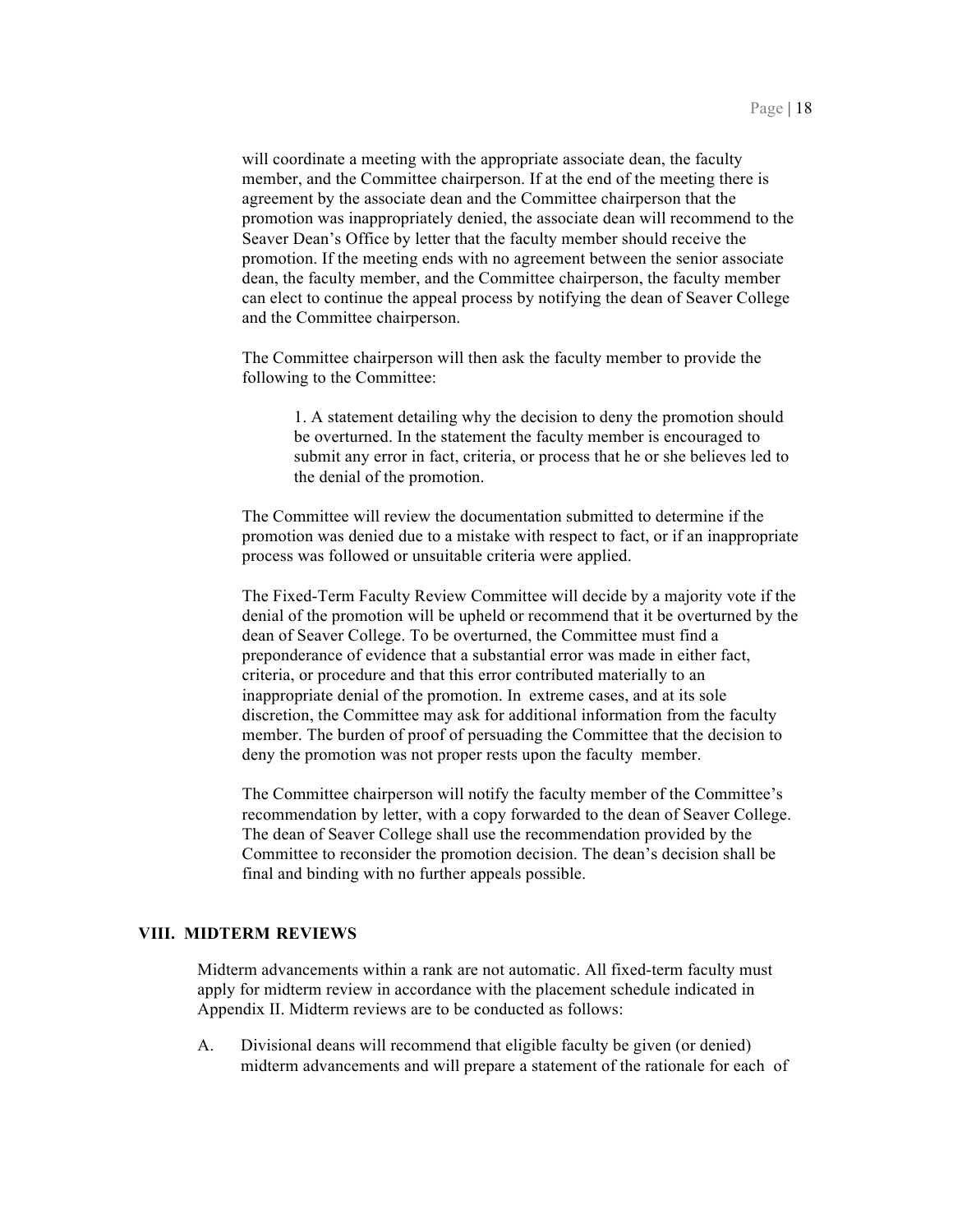will coordinate a meeting with the appropriate associate dean, the faculty member, and the Committee chairperson. If at the end of the meeting there is agreement by the associate dean and the Committee chairperson that the promotion was inappropriately denied, the associate dean will recommend to the Seaver Dean's Office by letter that the faculty member should receive the promotion. If the meeting ends with no agreement between the senior associate dean, the faculty member, and the Committee chairperson, the faculty member can elect to continue the appeal process by notifying the dean of Seaver College and the Committee chairperson.

The Committee chairperson will then ask the faculty member to provide the following to the Committee:

> 1. A statement detailing why the decision to deny the promotion should be overturned. In the statement the faculty member is encouraged to submit any error in fact, criteria, or process that he or she believes led to the denial of the promotion.

The Committee will review the documentation submitted to determine if the promotion was denied due to a mistake with respect to fact, or if an inappropriate process was followed or unsuitable criteria were applied.

The Fixed-Term Faculty Review Committee will decide by a majority vote if the denial of the promotion will be upheld or recommend that it be overturned by the dean of Seaver College. To be overturned, the Committee must find a preponderance of evidence that a substantial error was made in either fact, criteria, or procedure and that this error contributed materially to an inappropriate denial of the promotion. In extreme cases, and at its sole discretion, the Committee may ask for additional information from the faculty member. The burden of proof of persuading the Committee that the decision to deny the promotion was not proper rests upon the faculty member.

The Committee chairperson will notify the faculty member of the Committee's recommendation by letter, with a copy forwarded to the dean of Seaver College. The dean of Seaver College shall use the recommendation provided by the Committee to reconsider the promotion decision. The dean's decision shall be final and binding with no further appeals possible.

## VIII. MIDTERM REVIEWS

Midterm advancements within a rank are not automatic. All fixed-term faculty must apply for midterm review in accordance with the placement schedule indicated in Appendix II. Midterm reviews are to be conducted as follows:

A. Divisional deans will recommend that eligible faculty be given (or denied) midterm advancements and will prepare a statement of the rationale for each of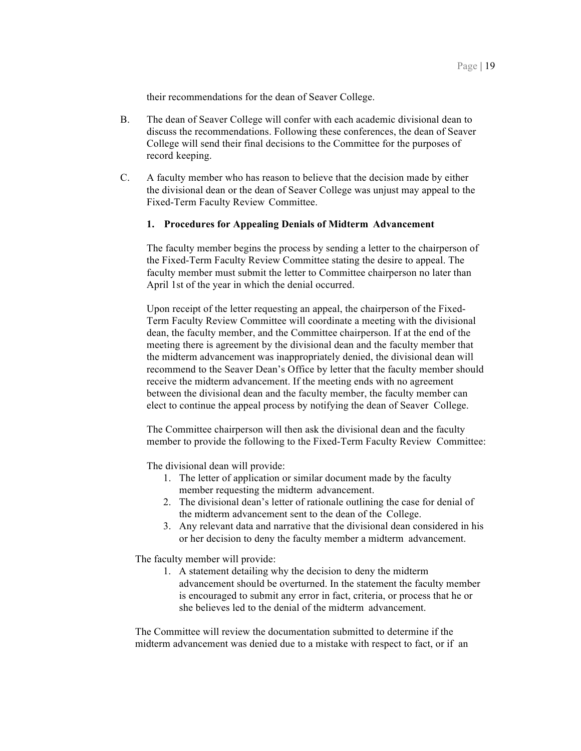their recommendations for the dean of Seaver College.

B. The dean of Seaver College will confer with each academic divisional dean to discuss the recommendations. Following these conferences, the dean of Seaver College will send their final decisions to the Committee for the purposes of record keeping.

C. A faculty member who has reason to believe that the decision made by either the divisional dean or the dean of Seaver College was unjust may appeal to the Fixed-Term Faculty Review Committee.

**1. Procedures for Appealing Denials of Midterm Advancement**

The faculty member begins the process by sending a letter to the chairperson of the Fixed-Term Faculty Review Committee stating the desire to appeal. The faculty member must submit the letter to Committee chairperson no later than April 1st of the year in which the denial occurred.

Upon receipt of the letter requesting an appeal, the chairperson of the Fixed-Term Faculty Review Committee will coordinate a meeting with the divisional dean, the faculty member, and the Committee chairperson. If at the end of the meeting there is agreement by the divisional dean and the faculty member that the midterm advancement was inappropriately denied, the divisional dean will recommend to the Seaver Dean's Office by letter that the faculty member should receive the midterm advancement. If the meeting ends with no agreement between the divisional dean and the faculty member, the faculty member can elect to continue the appeal process by notifying the dean of Seaver College.

The Committee chairperson will then ask the divisional dean and the faculty member to provide the following to the Fixed-Term Faculty Review Committee:

The divisional dean will provide:

1. The letter of application or similar document made by the faculty member requesting the midterm advancement.
2. The divisional dean's letter of rationale outlining the case for denial of the midterm advancement sent to the dean of the College.
3. Any relevant data and narrative that the divisional dean considered in his or her decision to deny the faculty member a midterm advancement.

The faculty member will provide:

1. A statement detailing why the decision to deny the midterm advancement should be overturned. In the statement the faculty member is encouraged to submit any error in fact, criteria, or process that he or she believes led to the denial of the midterm advancement.

The Committee will review the documentation submitted to determine if the midterm advancement was denied due to a mistake with respect to fact, or if an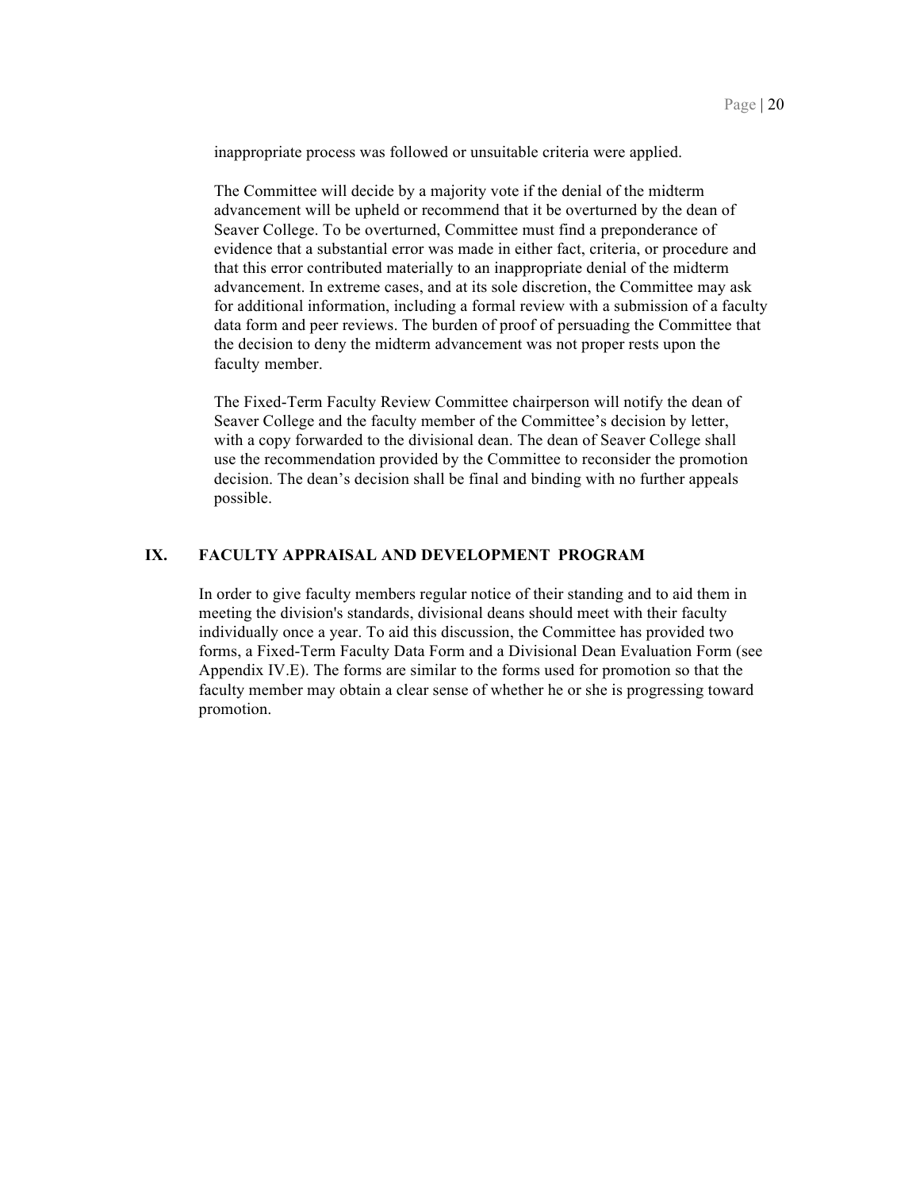inappropriate process was followed or unsuitable criteria were applied.

The Committee will decide by a majority vote if the denial of the midterm advancement will be upheld or recommend that it be overturned by the dean of Seaver College. To be overturned, Committee must find a preponderance of evidence that a substantial error was made in either fact, criteria, or procedure and that this error contributed materially to an inappropriate denial of the midterm advancement. In extreme cases, and at its sole discretion, the Committee may ask for additional information, including a formal review with a submission of a faculty data form and peer reviews. The burden of proof of persuading the Committee that the decision to deny the midterm advancement was not proper rests upon the faculty member.

The Fixed-Term Faculty Review Committee chairperson will notify the dean of Seaver College and the faculty member of the Committee's decision by letter, with a copy forwarded to the divisional dean. The dean of Seaver College shall use the recommendation provided by the Committee to reconsider the promotion decision. The dean's decision shall be final and binding with no further appeals possible.

## IX. FACULTY APPRAISAL AND DEVELOPMENT PROGRAM

In order to give faculty members regular notice of their standing and to aid them in meeting the division's standards, divisional deans should meet with their faculty individually once a year. To aid this discussion, the Committee has provided two forms, a Fixed-Term Faculty Data Form and a Divisional Dean Evaluation Form (see Appendix IV.E). The forms are similar to the forms used for promotion so that the faculty member may obtain a clear sense of whether he or she is progressing toward promotion.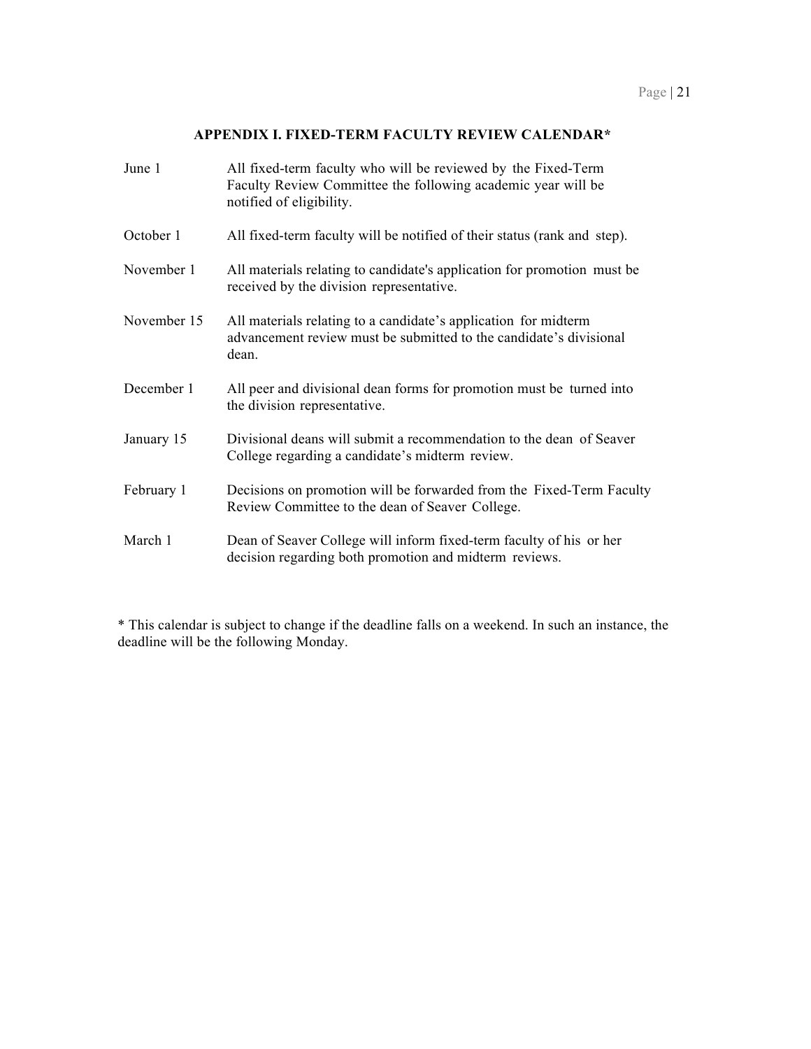## APPENDIX I. FIXED-TERM FACULTY REVIEW CALENDAR*

| Date | Event |
| --- | --- |
| June 1 | All fixed-term faculty who will be reviewed by the Fixed-Term Faculty Review Committee the following academic year will be notified of eligibility. |
| October 1 | All fixed-term faculty will be notified of their status (rank and step). |
| November 1 | All materials relating to candidate's application for promotion must be received by the division representative. |
| November 15 | All materials relating to a candidate's application for midterm advancement review must be submitted to the candidate's divisional dean. |
| December 1 | All peer and divisional dean forms for promotion must be turned into the division representative. |
| January 15 | Divisional deans will submit a recommendation to the dean of Seaver College regarding a candidate's midterm review. |
| February 1 | Decisions on promotion will be forwarded from the Fixed-Term Faculty Review Committee to the dean of Seaver College. |
| March 1 | Dean of Seaver College will inform fixed-term faculty of his or her decision regarding both promotion and midterm reviews. |

* This calendar is subject to change if the deadline falls on a weekend. In such an instance, the deadline will be the following Monday.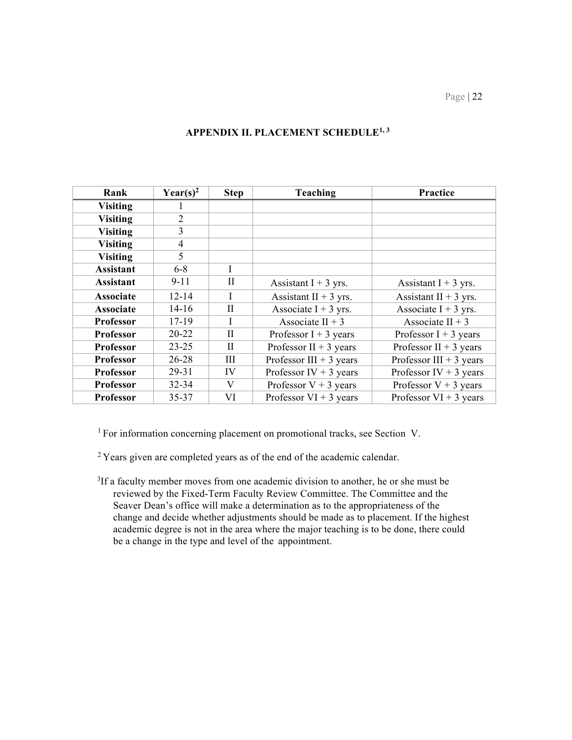### APPENDIX II. PLACEMENT SCHEDULE[1, 3]

| Rank | Year(s)[2] | Step | Teaching | Practice |
|---|---|---|---|---|
| **Visiting** | 1 | | | |
| **Visiting** | 2 | | | |
| **Visiting** | 3 | | | |
| **Visiting** | 4 | | | |
| **Visiting** | 5 | | | |
| **Assistant** | 6-8 | I | | |
| **Assistant** | 9-11 | II | Assistant I + 3 yrs. | Assistant I + 3 yrs. |
| **Associate** | 12-14 | I | Assistant II + 3 yrs. | Assistant II + 3 yrs. |
| **Associate** | 14-16 | II | Associate I + 3 yrs. | Associate I + 3 yrs. |
| **Professor** | 17-19 | I | Associate II + 3 | Associate II + 3 |
| **Professor** | 20-22 | II | Professor I + 3 years | Professor I + 3 years |
| **Professor** | 23-25 | II | Professor II + 3 years | Professor II + 3 years |
| **Professor** | 26-28 | III | Professor III + 3 years | Professor III + 3 years |
| **Professor** | 29-31 | IV | Professor IV + 3 years | Professor IV + 3 years |
| **Professor** | 32-34 | V | Professor V + 3 years | Professor V + 3 years |
| **Professor** | 35-37 | VI | Professor VI + 3 years | Professor VI + 3 years |

[1] For information concerning placement on promotional tracks, see Section V.

[2] Years given are completed years as of the end of the academic calendar.

[3] If a faculty member moves from one academic division to another, he or she must be reviewed by the Fixed-Term Faculty Review Committee. The Committee and the Seaver Dean's office will make a determination as to the appropriateness of the change and decide whether adjustments should be made as to placement. If the highest academic degree is not in the area where the major teaching is to be done, there could be a change in the type and level of the appointment.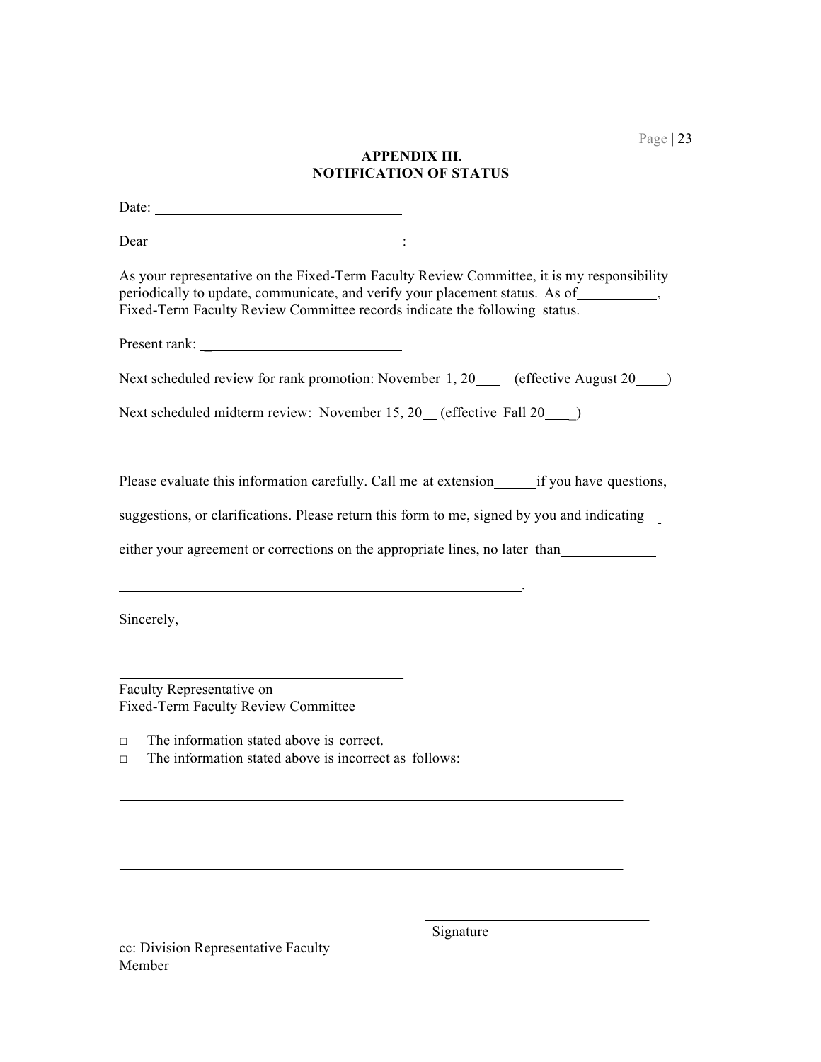## APPENDIX III.
## NOTIFICATION OF STATUS

Date: ________________________________

Dear ________________________________:

As your representative on the Fixed-Term Faculty Review Committee, it is my responsibility periodically to update, communicate, and verify your placement status. As of__________, Fixed-Term Faculty Review Committee records indicate the following status.

Present rank: __________________________

Next scheduled review for rank promotion: November 1, 20___ (effective August 20____)

Next scheduled midterm review: November 15, 20__ (effective Fall 20____)

Please evaluate this information carefully. Call me at extension______if you have questions, suggestions, or clarifications. Please return this form to me, signed by you and indicating either your agreement or corrections on the appropriate lines, no later than____________

_____________________________________________________.

Sincerely,

______________________________________

Faculty Representative on
Fixed-Term Faculty Review Committee

□ The information stated above is correct.
□ The information stated above is incorrect as follows:

_________________________________________________________________

_________________________________________________________________

_________________________________________________________________

______________________________
Signature

cc: Division Representative Faculty Member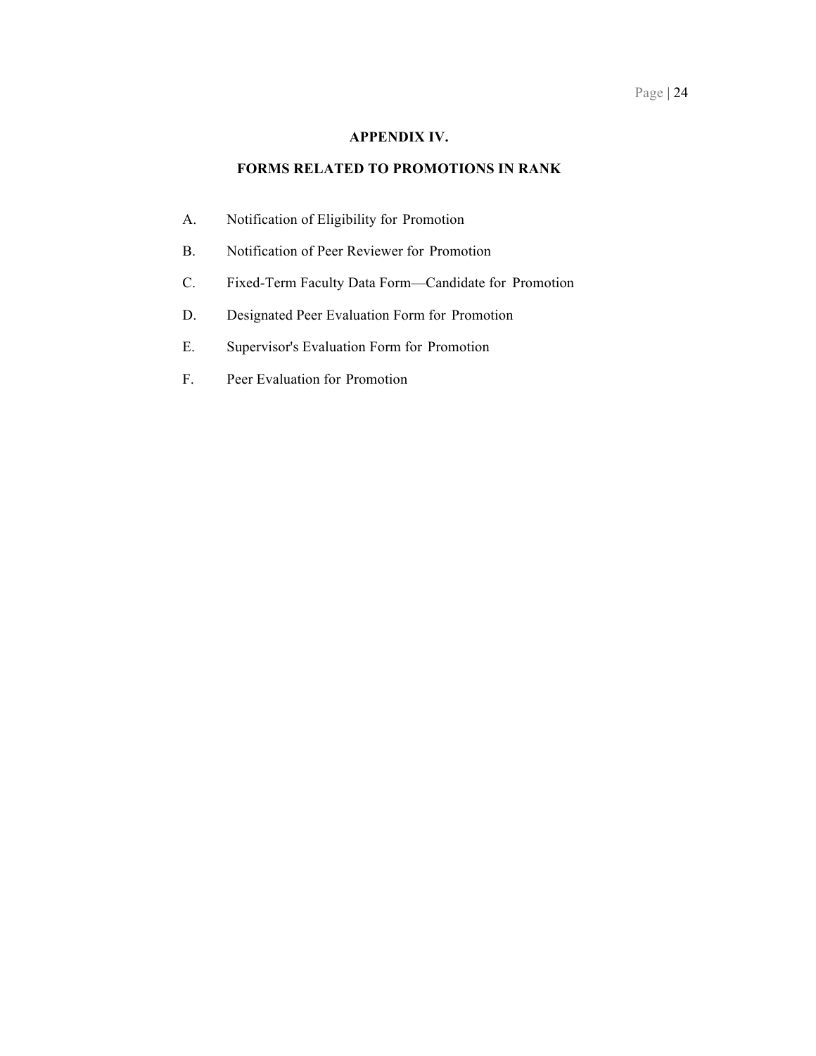# APPENDIX IV.

## FORMS RELATED TO PROMOTIONS IN RANK

A. Notification of Eligibility for Promotion

B. Notification of Peer Reviewer for Promotion

C. Fixed-Term Faculty Data Form—Candidate for Promotion

D. Designated Peer Evaluation Form for Promotion

E. Supervisor's Evaluation Form for Promotion

F. Peer Evaluation for Promotion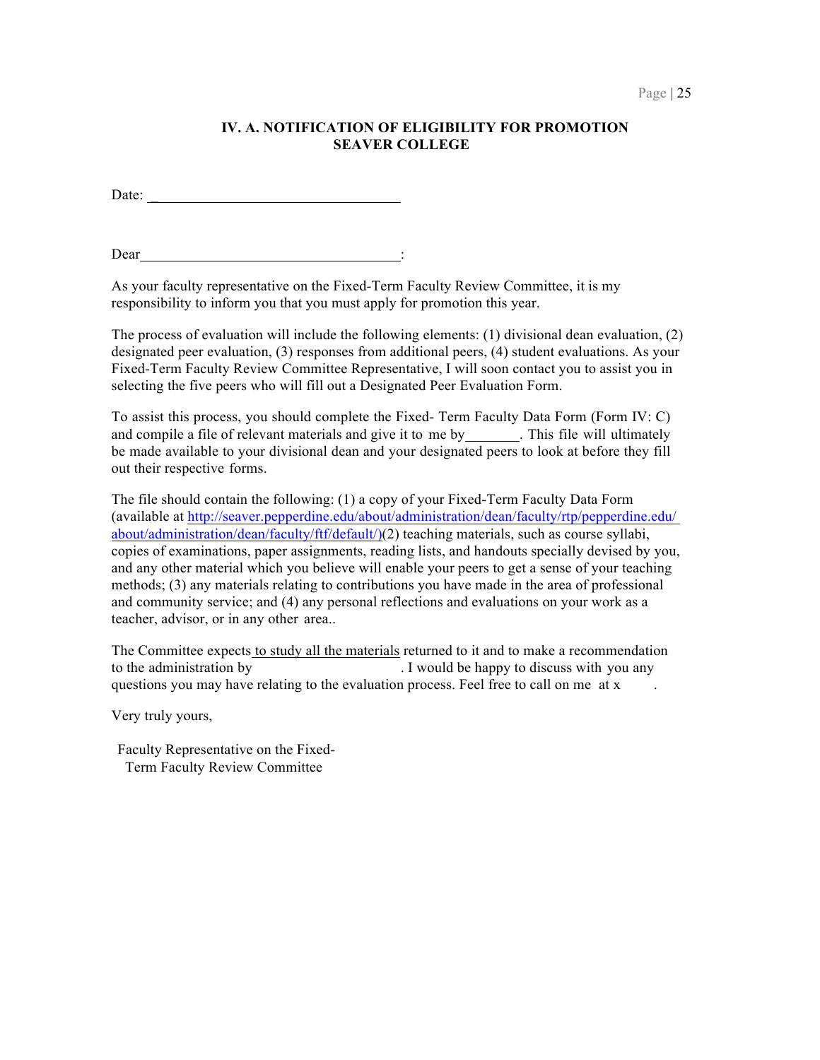## IV. A. NOTIFICATION OF ELIGIBILITY FOR PROMOTION SEAVER COLLEGE

Date: ___________________________________

Dear___________________________________:

As your faculty representative on the Fixed-Term Faculty Review Committee, it is my responsibility to inform you that you must apply for promotion this year.

The process of evaluation will include the following elements: (1) divisional dean evaluation, (2) designated peer evaluation, (3) responses from additional peers, (4) student evaluations. As your Fixed-Term Faculty Review Committee Representative, I will soon contact you to assist you in selecting the five peers who will fill out a Designated Peer Evaluation Form.

To assist this process, you should complete the Fixed- Term Faculty Data Form (Form IV: C) and compile a file of relevant materials and give it to me by________. This file will ultimately be made available to your divisional dean and your designated peers to look at before they fill out their respective forms.

The file should contain the following: (1) a copy of your Fixed-Term Faculty Data Form (available at http://seaver.pepperdine.edu/about/administration/dean/faculty/rtp/pepperdine.edu/about/administration/dean/faculty/ftf/default/)(2) teaching materials, such as course syllabi, copies of examinations, paper assignments, reading lists, and handouts specially devised by you, and any other material which you believe will enable your peers to get a sense of your teaching methods; (3) any materials relating to contributions you have made in the area of professional and community service; and (4) any personal reflections and evaluations on your work as a teacher, advisor, or in any other area..

The Committee expects to study all the materials returned to it and to make a recommendation to the administration by                              . I would be happy to discuss with you any questions you may have relating to the evaluation process. Feel free to call on me at x        .

Very truly yours,

Faculty Representative on the Fixed-Term Faculty Review Committee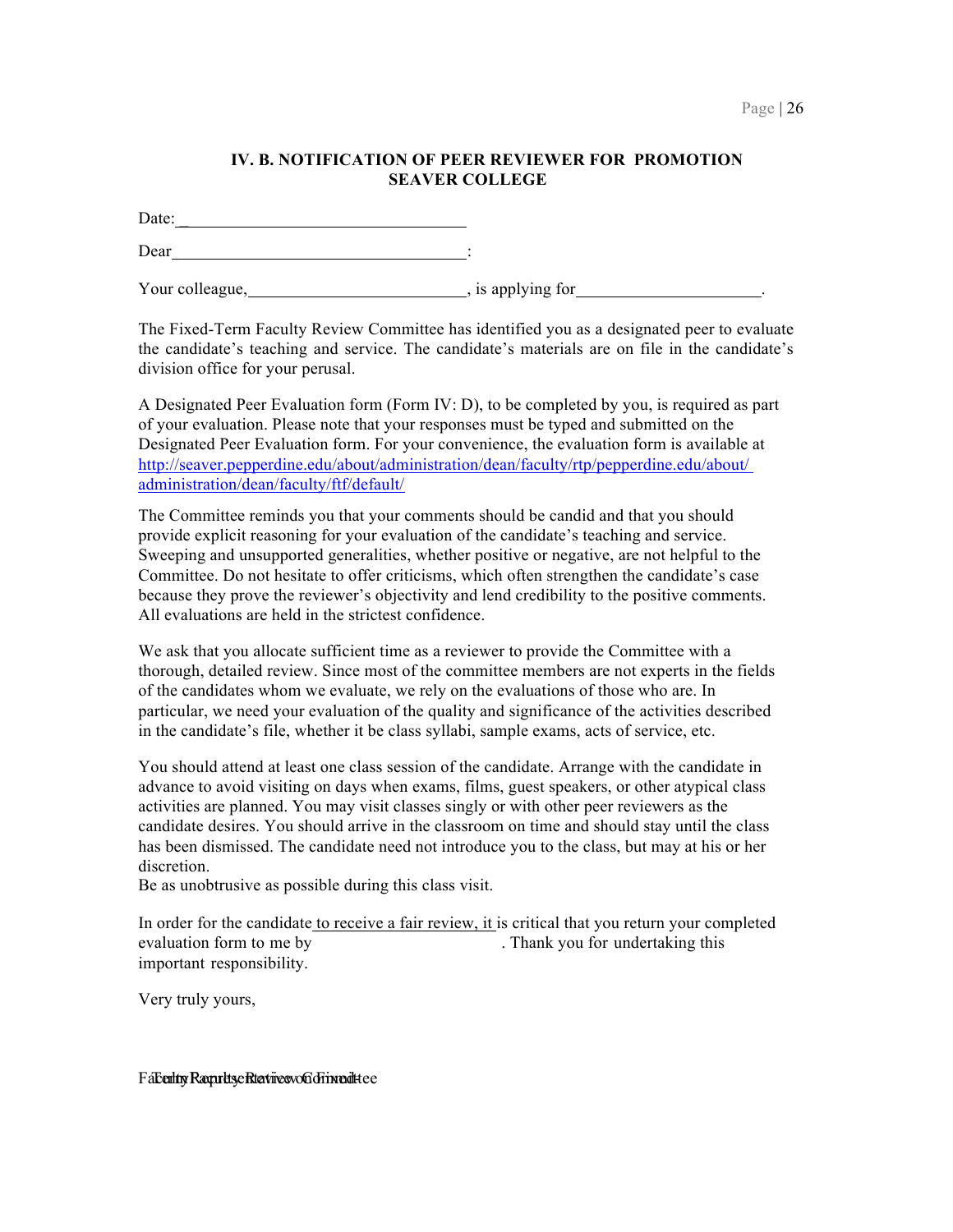### IV. B. NOTIFICATION OF PEER REVIEWER FOR PROMOTION SEAVER COLLEGE

Date:_________________________________

Dear_________________________________:

Your colleague,________________________, is applying for____________________.

The Fixed-Term Faculty Review Committee has identified you as a designated peer to evaluate the candidate's teaching and service. The candidate's materials are on file in the candidate's division office for your perusal.

A Designated Peer Evaluation form (Form IV: D), to be completed by you, is required as part of your evaluation. Please note that your responses must be typed and submitted on the Designated Peer Evaluation form. For your convenience, the evaluation form is available at http://seaver.pepperdine.edu/about/administration/dean/faculty/rtp/pepperdine.edu/about/administration/dean/faculty/ftf/default/

The Committee reminds you that your comments should be candid and that you should provide explicit reasoning for your evaluation of the candidate's teaching and service. Sweeping and unsupported generalities, whether positive or negative, are not helpful to the Committee. Do not hesitate to offer criticisms, which often strengthen the candidate's case because they prove the reviewer's objectivity and lend credibility to the positive comments. All evaluations are held in the strictest confidence.

We ask that you allocate sufficient time as a reviewer to provide the Committee with a thorough, detailed review. Since most of the committee members are not experts in the fields of the candidates whom we evaluate, we rely on the evaluations of those who are. In particular, we need your evaluation of the quality and significance of the activities described in the candidate's file, whether it be class syllabi, sample exams, acts of service, etc.

You should attend at least one class session of the candidate. Arrange with the candidate in advance to avoid visiting on days when exams, films, guest speakers, or other atypical class activities are planned. You may visit classes singly or with other peer reviewers as the candidate desires. You should arrive in the classroom on time and should stay until the class has been dismissed. The candidate need not introduce you to the class, but may at his or her discretion.
Be as unobtrusive as possible during this class visit.

In order for the candidate to receive a fair review, it is critical that you return your completed evaluation form to me by ____________________. Thank you for undertaking this important responsibility.

Very truly yours,

Faculty Representative, Fixed-Term Review Committee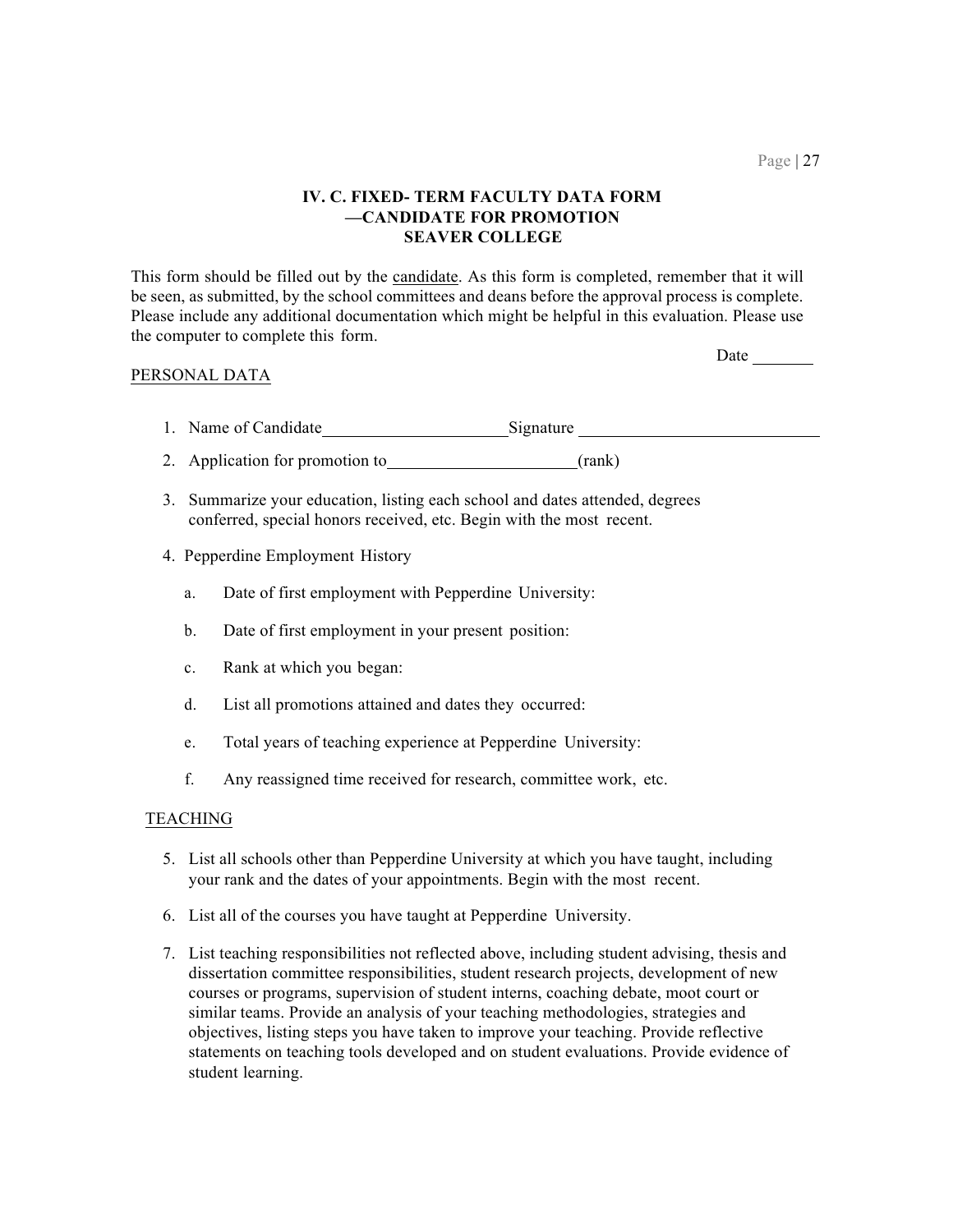### IV. C. FIXED- TERM FACULTY DATA FORM —CANDIDATE FOR PROMOTION SEAVER COLLEGE

This form should be filled out by the candidate. As this form is completed, remember that it will be seen, as submitted, by the school committees and deans before the approval process is complete. Please include any additional documentation which might be helpful in this evaluation. Please use the computer to complete this form.

Date _______

PERSONAL DATA

1. Name of Candidate______________________ Signature ____________________________
2. Application for promotion to______________________(rank)
3. Summarize your education, listing each school and dates attended, degrees conferred, special honors received, etc. Begin with the most recent.
4. Pepperdine Employment History
   a. Date of first employment with Pepperdine University:
   b. Date of first employment in your present position:
   c. Rank at which you began:
   d. List all promotions attained and dates they occurred:
   e. Total years of teaching experience at Pepperdine University:
   f. Any reassigned time received for research, committee work, etc.

TEACHING

5. List all schools other than Pepperdine University at which you have taught, including your rank and the dates of your appointments. Begin with the most recent.
6. List all of the courses you have taught at Pepperdine University.
7. List teaching responsibilities not reflected above, including student advising, thesis and dissertation committee responsibilities, student research projects, development of new courses or programs, supervision of student interns, coaching debate, moot court or similar teams. Provide an analysis of your teaching methodologies, strategies and objectives, listing steps you have taken to improve your teaching. Provide reflective statements on teaching tools developed and on student evaluations. Provide evidence of student learning.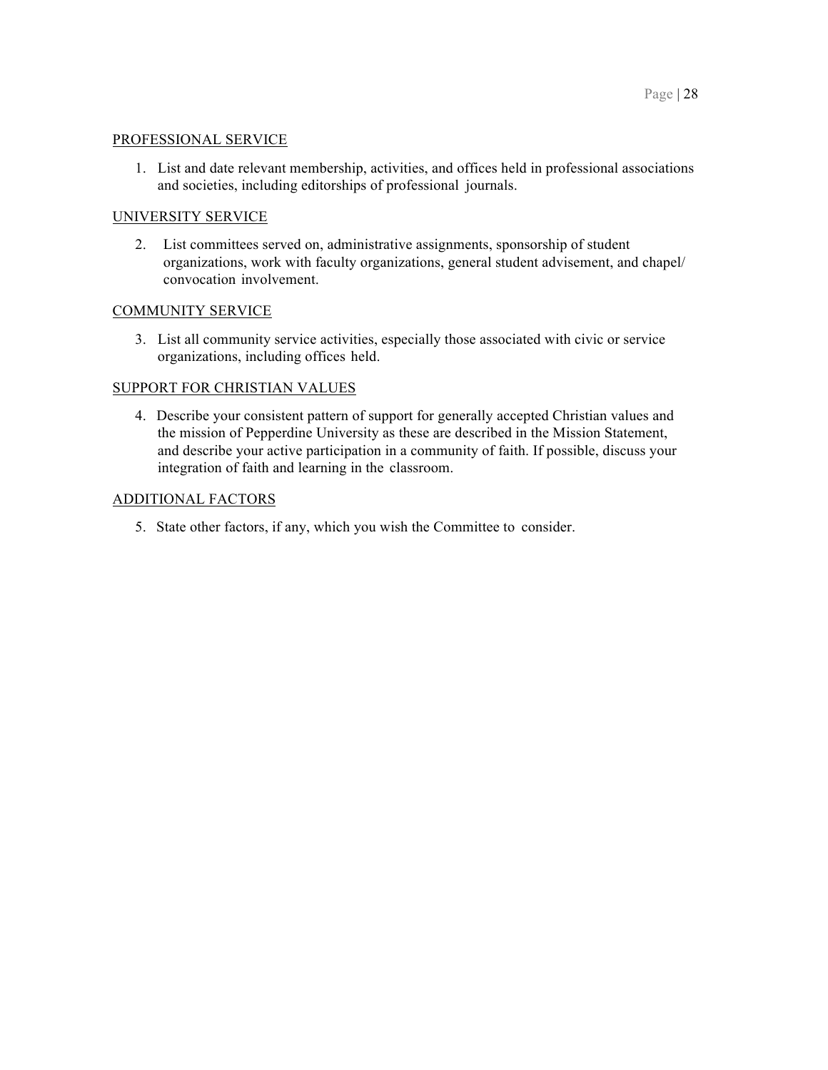<u>PROFESSIONAL SERVICE</u>

1. List and date relevant membership, activities, and offices held in professional associations and societies, including editorships of professional journals.

<u>UNIVERSITY SERVICE</u>

2. List committees served on, administrative assignments, sponsorship of student organizations, work with faculty organizations, general student advisement, and chapel/ convocation involvement.

<u>COMMUNITY SERVICE</u>

3. List all community service activities, especially those associated with civic or service organizations, including offices held.

<u>SUPPORT FOR CHRISTIAN VALUES</u>

4. Describe your consistent pattern of support for generally accepted Christian values and the mission of Pepperdine University as these are described in the Mission Statement, and describe your active participation in a community of faith. If possible, discuss your integration of faith and learning in the classroom.

<u>ADDITIONAL FACTORS</u>

5. State other factors, if any, which you wish the Committee to consider.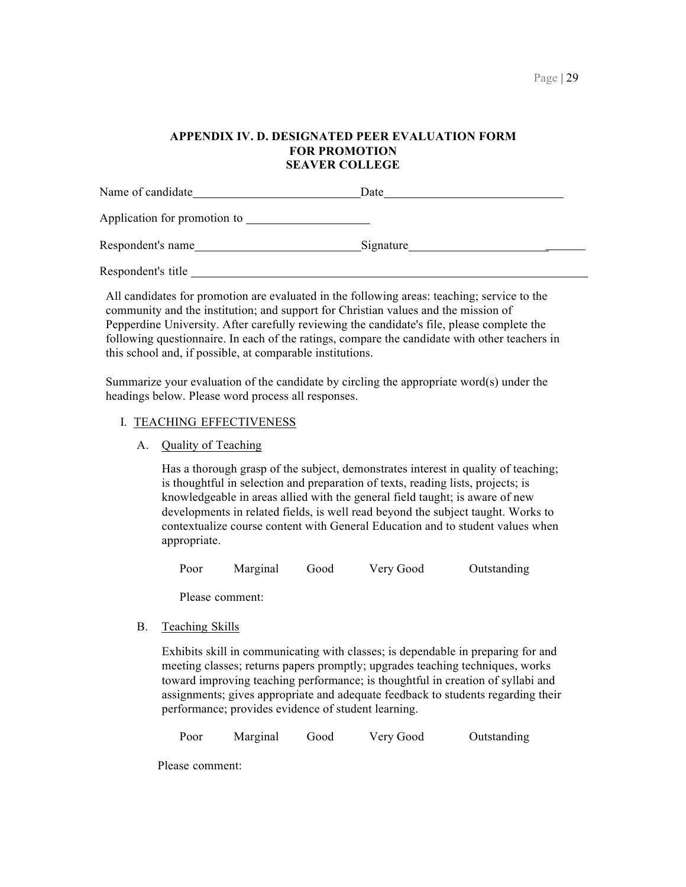## APPENDIX IV. D. DESIGNATED PEER EVALUATION FORM FOR PROMOTION SEAVER COLLEGE

Name of candidate\_\_\_\_\_\_\_\_\_\_\_\_\_\_\_\_\_\_\_\_\_\_\_\_\_\_\_\_Date\_\_\_\_\_\_\_\_\_\_\_\_\_\_\_\_\_\_\_\_\_\_\_\_\_\_\_\_\_\_

Application for promotion to \_\_\_\_\_\_\_\_\_\_\_\_\_\_\_\_\_\_\_\_

Respondent's name\_\_\_\_\_\_\_\_\_\_\_\_\_\_\_\_\_\_\_\_\_\_\_\_\_\_\_\_Signature\_\_\_\_\_\_\_\_\_\_\_\_\_\_\_\_\_\_\_\_\_\_\_\_\_\_\_\_\_

Respondent's title \_\_\_\_\_\_\_\_\_\_\_\_\_\_\_\_\_\_\_\_\_\_\_\_\_\_\_\_\_\_\_\_\_\_\_\_\_\_\_\_\_\_\_\_\_\_\_\_\_\_\_\_\_\_\_\_\_\_\_\_\_\_\_\_\_\_

All candidates for promotion are evaluated in the following areas: teaching; service to the community and the institution; and support for Christian values and the mission of Pepperdine University. After carefully reviewing the candidate's file, please complete the following questionnaire. In each of the ratings, compare the candidate with other teachers in this school and, if possible, at comparable institutions.

Summarize your evaluation of the candidate by circling the appropriate word(s) under the headings below. Please word process all responses.

I. <u>TEACHING EFFECTIVENESS</u>

A. <u>Quality of Teaching</u>

Has a thorough grasp of the subject, demonstrates interest in quality of teaching; is thoughtful in selection and preparation of texts, reading lists, projects; is knowledgeable in areas allied with the general field taught; is aware of new developments in related fields, is well read beyond the subject taught. Works to contextualize course content with General Education and to student values when appropriate.

Poor Marginal Good Very Good Outstanding

Please comment:

B. <u>Teaching Skills</u>

Exhibits skill in communicating with classes; is dependable in preparing for and meeting classes; returns papers promptly; upgrades teaching techniques, works toward improving teaching performance; is thoughtful in creation of syllabi and assignments; gives appropriate and adequate feedback to students regarding their performance; provides evidence of student learning.

Poor Marginal Good Very Good Outstanding

Please comment: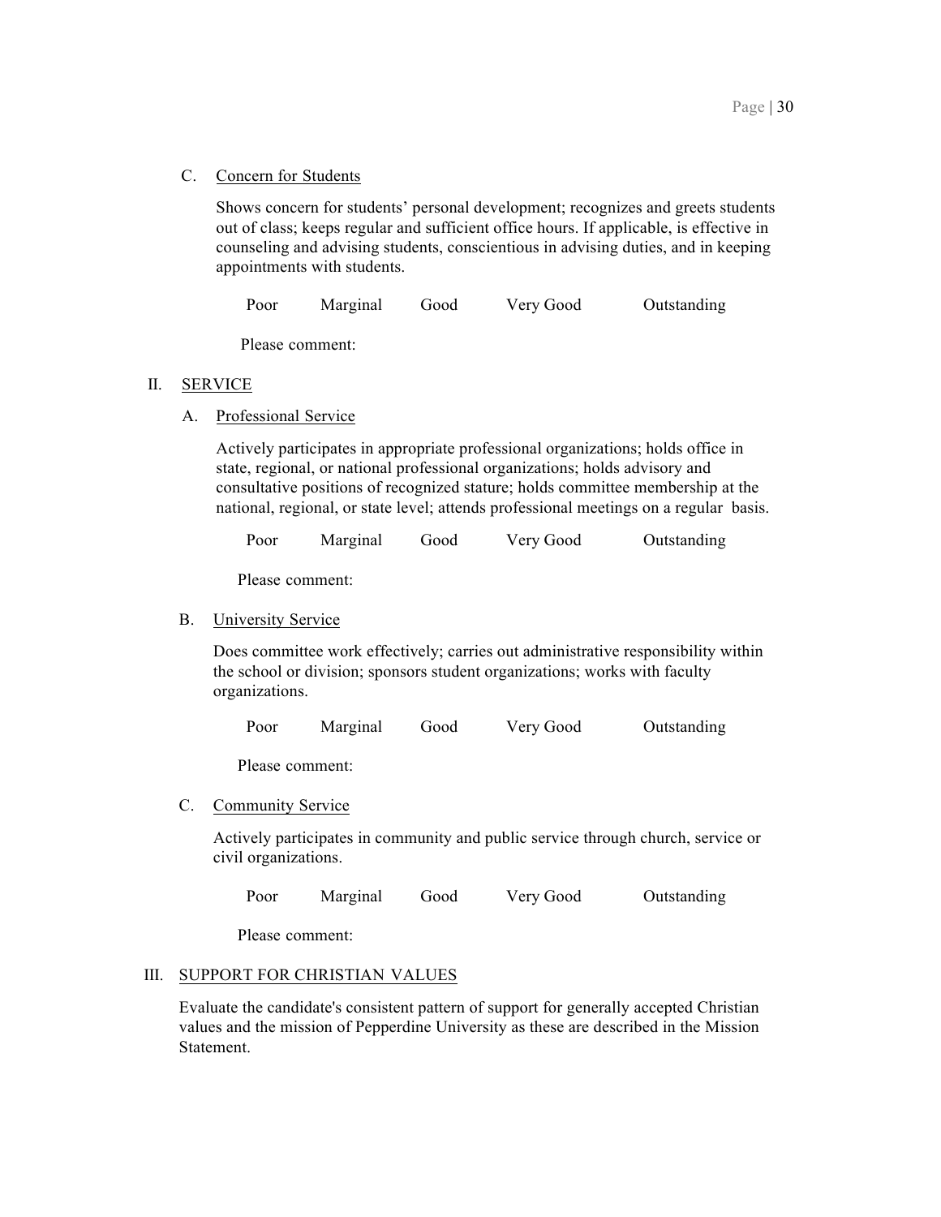C. <u>Concern for Students</u>

Shows concern for students' personal development; recognizes and greets students out of class; keeps regular and sufficient office hours. If applicable, is effective in counseling and advising students, conscientious in advising duties, and in keeping appointments with students.

Poor    Marginal    Good    Very Good    Outstanding

Please comment:

## II. <u>SERVICE</u>

A. <u>Professional Service</u>

Actively participates in appropriate professional organizations; holds office in state, regional, or national professional organizations; holds advisory and consultative positions of recognized stature; holds committee membership at the national, regional, or state level; attends professional meetings on a regular basis.

Poor    Marginal    Good    Very Good    Outstanding

Please comment:

B. <u>University Service</u>

Does committee work effectively; carries out administrative responsibility within the school or division; sponsors student organizations; works with faculty organizations.

Poor    Marginal    Good    Very Good    Outstanding

Please comment:

C. <u>Community Service</u>

Actively participates in community and public service through church, service or civil organizations.

Poor    Marginal    Good    Very Good    Outstanding

Please comment:

## III. <u>SUPPORT FOR CHRISTIAN VALUES</u>

Evaluate the candidate's consistent pattern of support for generally accepted Christian values and the mission of Pepperdine University as these are described in the Mission Statement.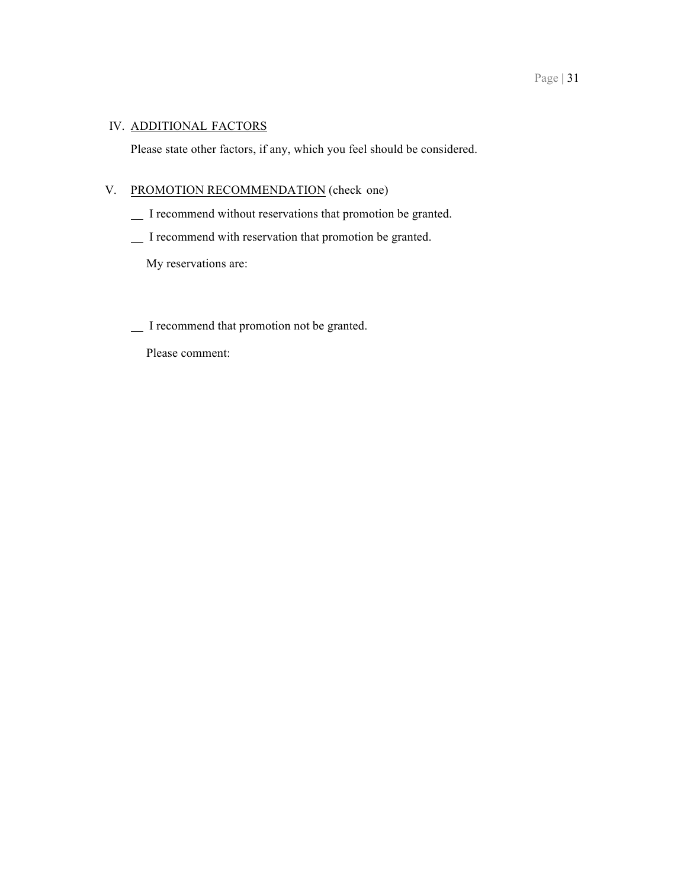IV. ADDITIONAL FACTORS

Please state other factors, if any, which you feel should be considered.

V. PROMOTION RECOMMENDATION (check one)

__ I recommend without reservations that promotion be granted.

__ I recommend with reservation that promotion be granted.

My reservations are:

__ I recommend that promotion not be granted.

Please comment: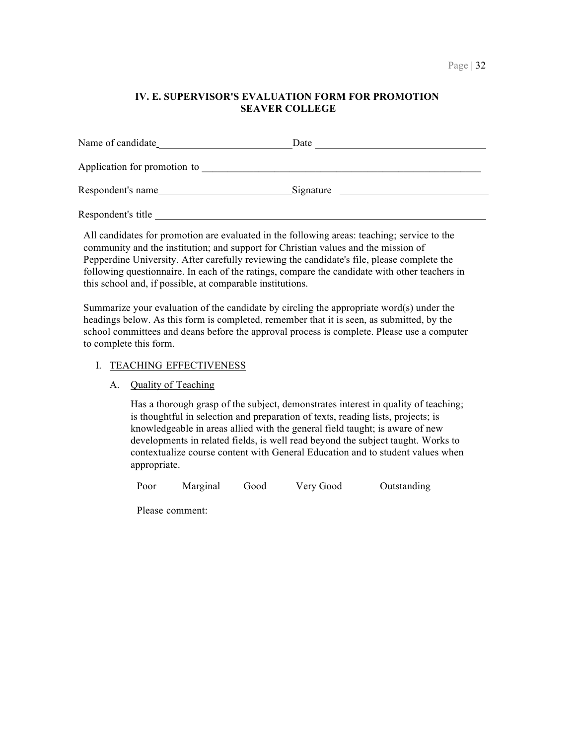## IV. E. SUPERVISOR'S EVALUATION FORM FOR PROMOTION SEAVER COLLEGE

Name of candidate\_\_\_\_\_\_\_\_\_\_\_\_\_\_\_\_\_\_\_\_\_\_\_\_\_\_\_ Date \_\_\_\_\_\_\_\_\_\_\_\_\_\_\_\_\_\_\_\_\_\_\_\_\_\_\_\_\_\_\_\_\_

Application for promotion to \_\_\_\_\_\_\_\_\_\_\_\_\_\_\_\_\_\_\_\_\_\_\_\_\_\_\_\_\_\_\_\_\_\_\_\_\_\_\_\_\_\_\_\_\_\_\_\_\_\_\_\_\_\_\_\_

Respondent's name\_\_\_\_\_\_\_\_\_\_\_\_\_\_\_\_\_\_\_\_\_\_\_\_\_\_\_ Signature \_\_\_\_\_\_\_\_\_\_\_\_\_\_\_\_\_\_\_\_\_\_\_\_\_\_\_\_\_\_

Respondent's title \_\_\_\_\_\_\_\_\_\_\_\_\_\_\_\_\_\_\_\_\_\_\_\_\_\_\_\_\_\_\_\_\_\_\_\_\_\_\_\_\_\_\_\_\_\_\_\_\_\_\_\_\_\_\_\_\_\_\_\_\_\_\_

All candidates for promotion are evaluated in the following areas: teaching; service to the community and the institution; and support for Christian values and the mission of Pepperdine University. After carefully reviewing the candidate's file, please complete the following questionnaire. In each of the ratings, compare the candidate with other teachers in this school and, if possible, at comparable institutions.

Summarize your evaluation of the candidate by circling the appropriate word(s) under the headings below. As this form is completed, remember that it is seen, as submitted, by the school committees and deans before the approval process is complete. Please use a computer to complete this form.

I. <u>TEACHING EFFECTIVENESS</u>

A. <u>Quality of Teaching</u>

Has a thorough grasp of the subject, demonstrates interest in quality of teaching; is thoughtful in selection and preparation of texts, reading lists, projects; is knowledgeable in areas allied with the general field taught; is aware of new developments in related fields, is well read beyond the subject taught. Works to contextualize course content with General Education and to student values when appropriate.

Poor Marginal Good Very Good Outstanding

Please comment: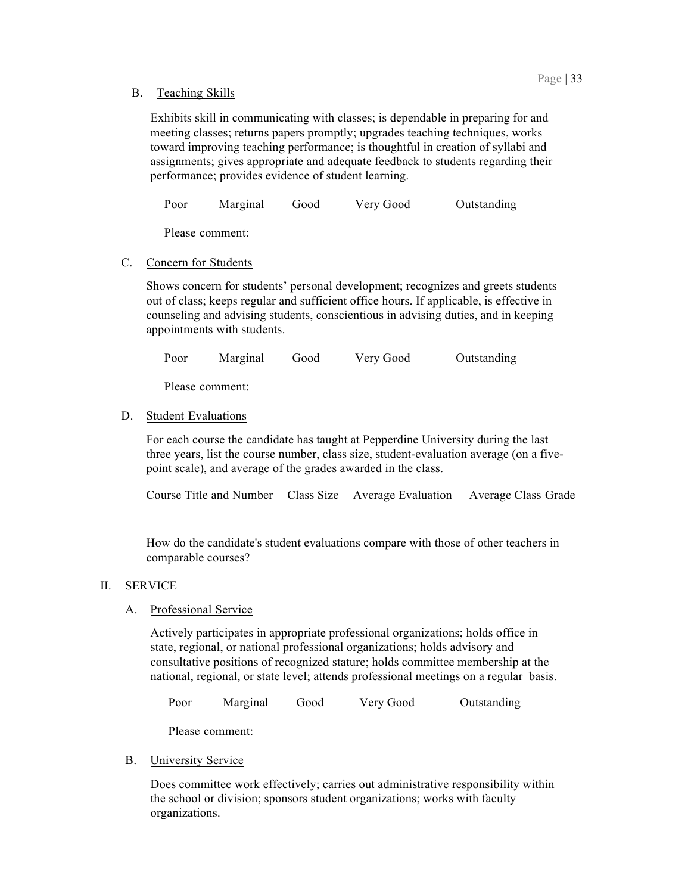B. Teaching Skills

Exhibits skill in communicating with classes; is dependable in preparing for and meeting classes; returns papers promptly; upgrades teaching techniques, works toward improving teaching performance; is thoughtful in creation of syllabi and assignments; gives appropriate and adequate feedback to students regarding their performance; provides evidence of student learning.

Poor    Marginal    Good    Very Good    Outstanding

Please comment:

C. Concern for Students

Shows concern for students' personal development; recognizes and greets students out of class; keeps regular and sufficient office hours. If applicable, is effective in counseling and advising students, conscientious in advising duties, and in keeping appointments with students.

Poor    Marginal    Good    Very Good    Outstanding

Please comment:

D. Student Evaluations

For each course the candidate has taught at Pepperdine University during the last three years, list the course number, class size, student-evaluation average (on a five-point scale), and average of the grades awarded in the class.

| Course Title and Number | Class Size | Average Evaluation | Average Class Grade |
|---|---|---|---|

How do the candidate's student evaluations compare with those of other teachers in comparable courses?

## II. SERVICE

A. Professional Service

Actively participates in appropriate professional organizations; holds office in state, regional, or national professional organizations; holds advisory and consultative positions of recognized stature; holds committee membership at the national, regional, or state level; attends professional meetings on a regular basis.

Poor    Marginal    Good    Very Good    Outstanding

Please comment:

B. University Service

Does committee work effectively; carries out administrative responsibility within the school or division; sponsors student organizations; works with faculty organizations.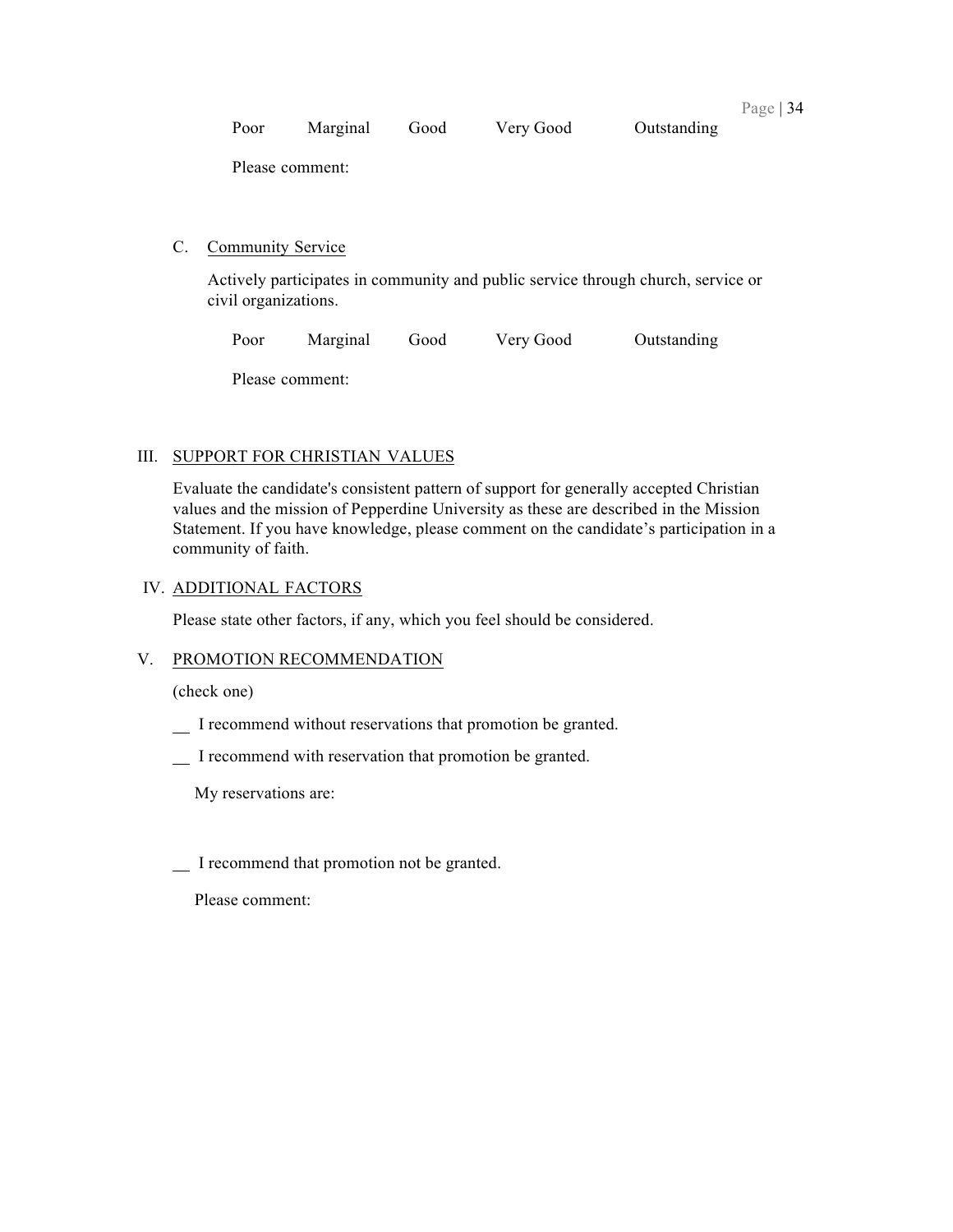Poor Marginal Good Very Good Outstanding

Please comment:

C. <u>Community Service</u>

Actively participates in community and public service through church, service or civil organizations.

Poor Marginal Good Very Good Outstanding

Please comment:

III. <u>SUPPORT FOR CHRISTIAN VALUES</u>

Evaluate the candidate's consistent pattern of support for generally accepted Christian values and the mission of Pepperdine University as these are described in the Mission Statement. If you have knowledge, please comment on the candidate's participation in a community of faith.

IV. <u>ADDITIONAL FACTORS</u>

Please state other factors, if any, which you feel should be considered.

V. <u>PROMOTION RECOMMENDATION</u>

(check one)

__ I recommend without reservations that promotion be granted.

__ I recommend with reservation that promotion be granted.

My reservations are:

__ I recommend that promotion not be granted.

Please comment: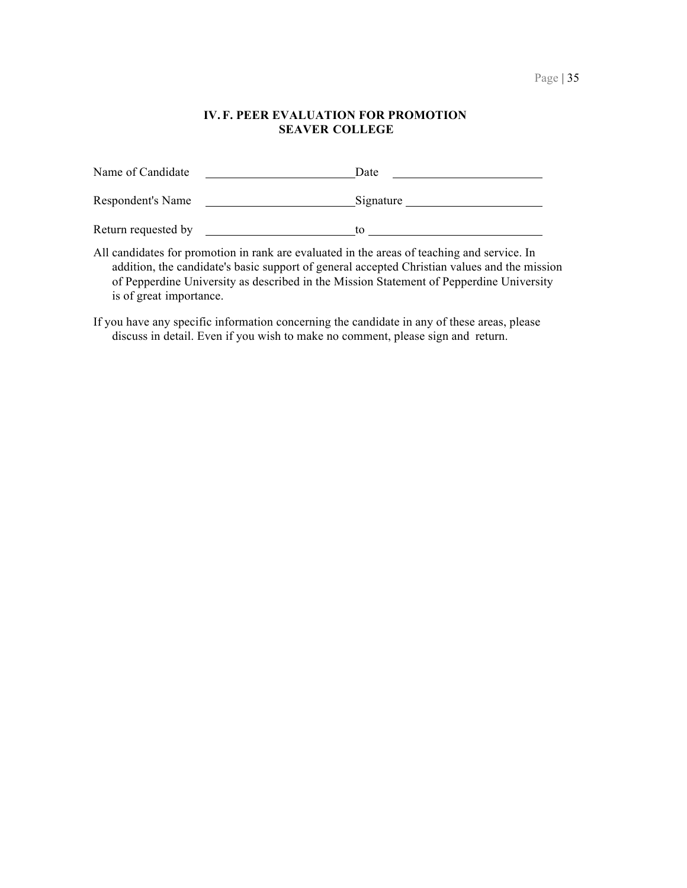## IV. F. PEER EVALUATION FOR PROMOTION
## SEAVER COLLEGE

Name of Candidate \_\_\_\_\_\_\_\_\_\_\_\_\_\_\_\_\_\_\_\_\_\_\_\_ Date \_\_\_\_\_\_\_\_\_\_\_\_\_\_\_\_\_\_\_\_\_\_\_\_

Respondent's Name \_\_\_\_\_\_\_\_\_\_\_\_\_\_\_\_\_\_\_\_\_\_\_\_ Signature \_\_\_\_\_\_\_\_\_\_\_\_\_\_\_\_\_\_\_\_\_\_\_\_

Return requested by \_\_\_\_\_\_\_\_\_\_\_\_\_\_\_\_\_\_\_\_\_\_\_\_ to \_\_\_\_\_\_\_\_\_\_\_\_\_\_\_\_\_\_\_\_\_\_\_\_

All candidates for promotion in rank are evaluated in the areas of teaching and service. In addition, the candidate's basic support of general accepted Christian values and the mission of Pepperdine University as described in the Mission Statement of Pepperdine University is of great importance.

If you have any specific information concerning the candidate in any of these areas, please discuss in detail. Even if you wish to make no comment, please sign and return.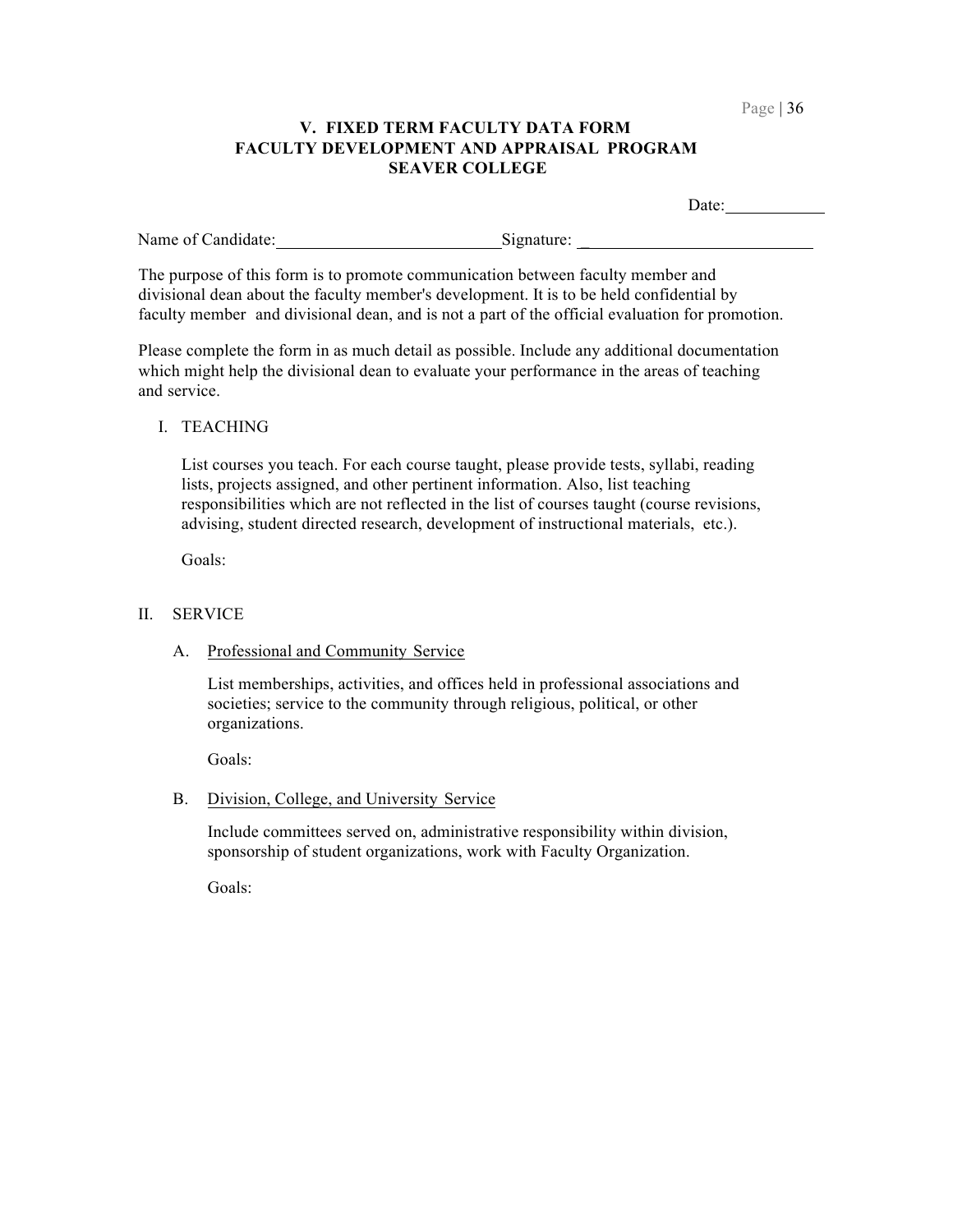# V. FIXED TERM FACULTY DATA FORM
## FACULTY DEVELOPMENT AND APPRAISAL PROGRAM
## SEAVER COLLEGE

Date:___________

Name of Candidate:_________________________ Signature: _________________________

The purpose of this form is to promote communication between faculty member and divisional dean about the faculty member's development. It is to be held confidential by faculty member and divisional dean, and is not a part of the official evaluation for promotion.

Please complete the form in as much detail as possible. Include any additional documentation which might help the divisional dean to evaluate your performance in the areas of teaching and service.

I. TEACHING

List courses you teach. For each course taught, please provide tests, syllabi, reading lists, projects assigned, and other pertinent information. Also, list teaching responsibilities which are not reflected in the list of courses taught (course revisions, advising, student directed research, development of instructional materials, etc.).

Goals:

II. SERVICE

A. Professional and Community Service

List memberships, activities, and offices held in professional associations and societies; service to the community through religious, political, or other organizations.

Goals:

B. Division, College, and University Service

Include committees served on, administrative responsibility within division, sponsorship of student organizations, work with Faculty Organization.

Goals: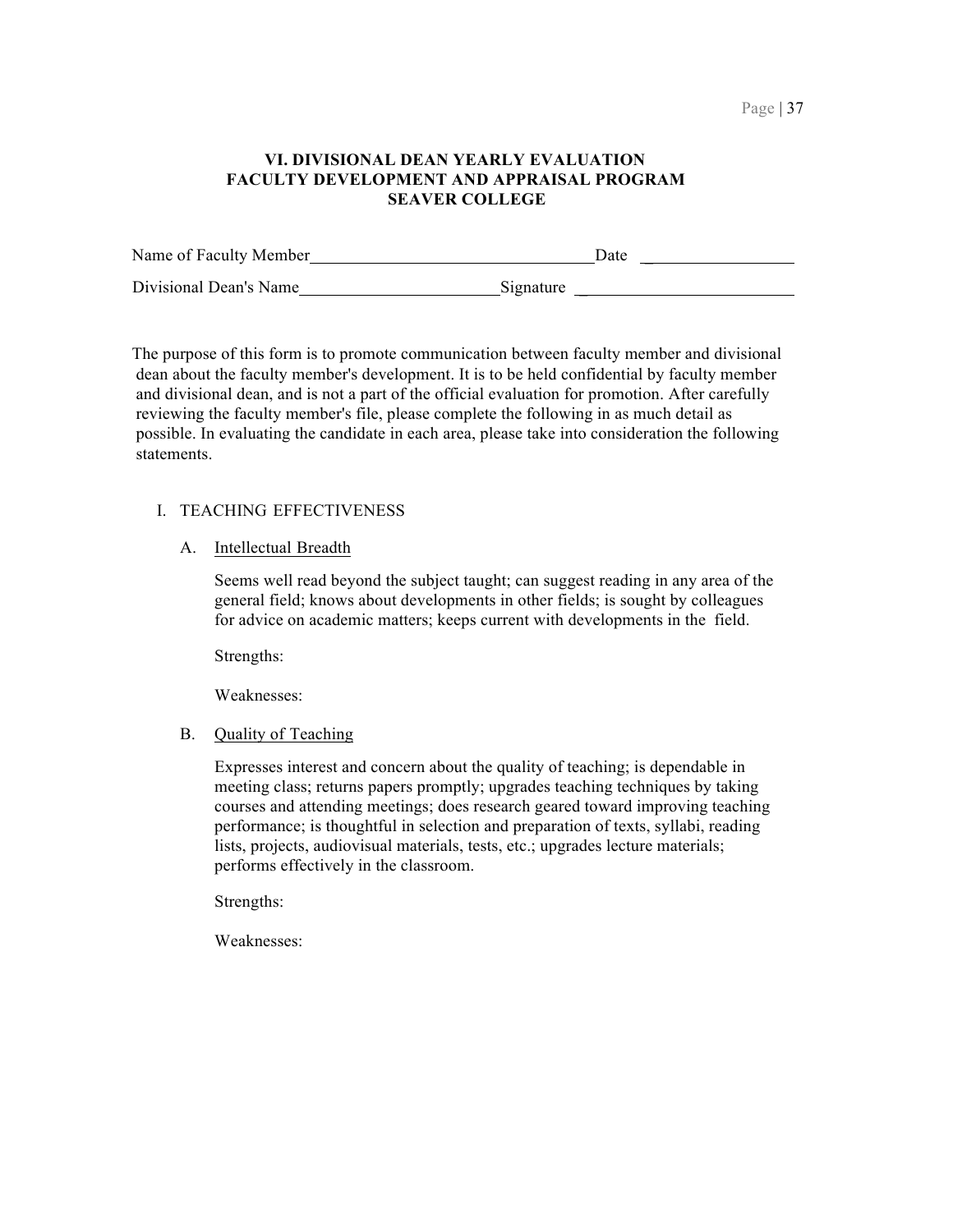# VI. DIVISIONAL DEAN YEARLY EVALUATION
## FACULTY DEVELOPMENT AND APPRAISAL PROGRAM
## SEAVER COLLEGE

Name of Faculty Member________________________________ Date ________________

Divisional Dean's Name______________________ Signature ________________________

The purpose of this form is to promote communication between faculty member and divisional dean about the faculty member's development. It is to be held confidential by faculty member and divisional dean, and is not a part of the official evaluation for promotion. After carefully reviewing the faculty member's file, please complete the following in as much detail as possible. In evaluating the candidate in each area, please take into consideration the following statements.

I. TEACHING EFFECTIVENESS

A. Intellectual Breadth

Seems well read beyond the subject taught; can suggest reading in any area of the general field; knows about developments in other fields; is sought by colleagues for advice on academic matters; keeps current with developments in the field.

Strengths:

Weaknesses:

B. Quality of Teaching

Expresses interest and concern about the quality of teaching; is dependable in meeting class; returns papers promptly; upgrades teaching techniques by taking courses and attending meetings; does research geared toward improving teaching performance; is thoughtful in selection and preparation of texts, syllabi, reading lists, projects, audiovisual materials, tests, etc.; upgrades lecture materials; performs effectively in the classroom.

Strengths:

Weaknesses: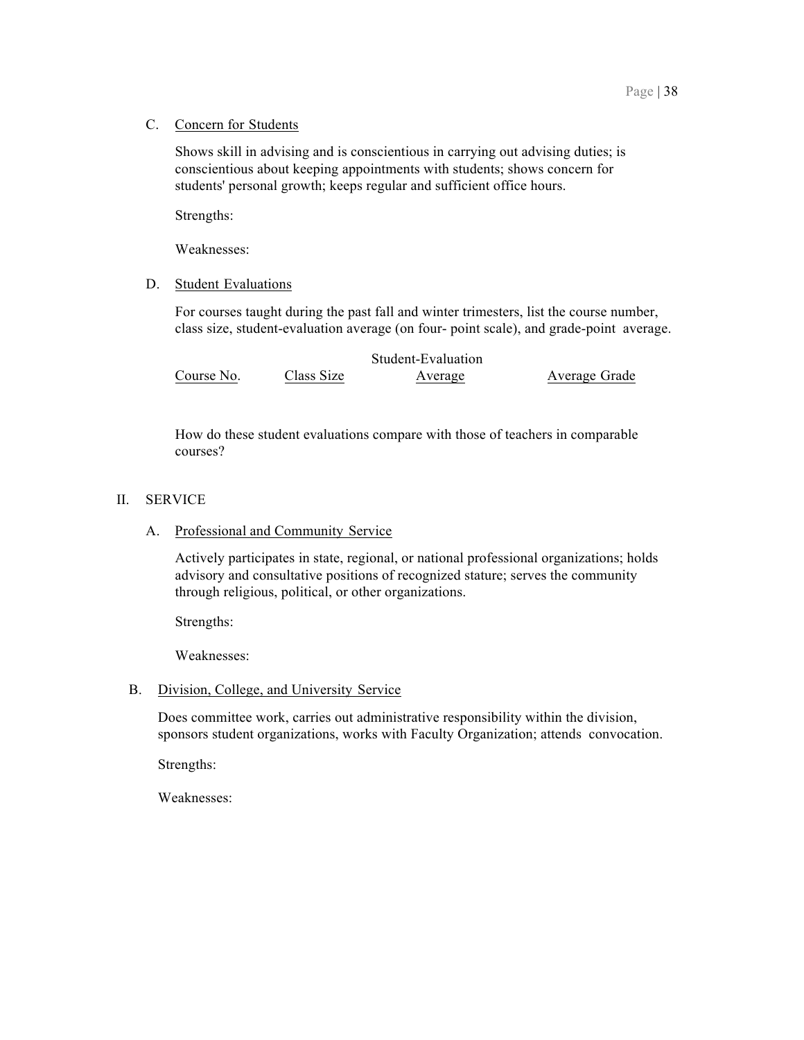C. Concern for Students

Shows skill in advising and is conscientious in carrying out advising duties; is conscientious about keeping appointments with students; shows concern for students' personal growth; keeps regular and sufficient office hours.

Strengths:

Weaknesses:

D. Student Evaluations

For courses taught during the past fall and winter trimesters, list the course number, class size, student-evaluation average (on four- point scale), and grade-point average.

| Course No. | Class Size | Student-Evaluation Average | Average Grade |
| --- | --- | --- | --- |

How do these student evaluations compare with those of teachers in comparable courses?

II. SERVICE

A. Professional and Community Service

Actively participates in state, regional, or national professional organizations; holds advisory and consultative positions of recognized stature; serves the community through religious, political, or other organizations.

Strengths:

Weaknesses:

B. Division, College, and University Service

Does committee work, carries out administrative responsibility within the division, sponsors student organizations, works with Faculty Organization; attends convocation.

Strengths:

Weaknesses: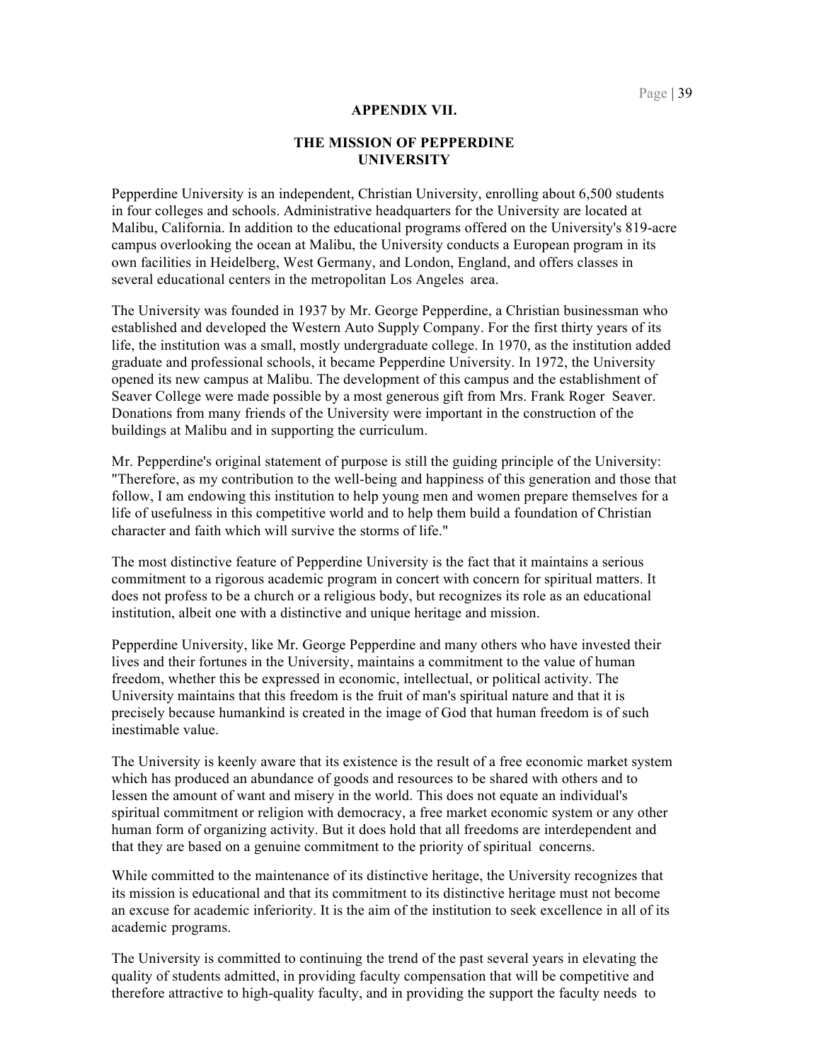## APPENDIX VII.

## THE MISSION OF PEPPERDINE UNIVERSITY

Pepperdine University is an independent, Christian University, enrolling about 6,500 students in four colleges and schools. Administrative headquarters for the University are located at Malibu, California. In addition to the educational programs offered on the University's 819-acre campus overlooking the ocean at Malibu, the University conducts a European program in its own facilities in Heidelberg, West Germany, and London, England, and offers classes in several educational centers in the metropolitan Los Angeles area.

The University was founded in 1937 by Mr. George Pepperdine, a Christian businessman who established and developed the Western Auto Supply Company. For the first thirty years of its life, the institution was a small, mostly undergraduate college. In 1970, as the institution added graduate and professional schools, it became Pepperdine University. In 1972, the University opened its new campus at Malibu. The development of this campus and the establishment of Seaver College were made possible by a most generous gift from Mrs. Frank Roger Seaver. Donations from many friends of the University were important in the construction of the buildings at Malibu and in supporting the curriculum.

Mr. Pepperdine's original statement of purpose is still the guiding principle of the University: "Therefore, as my contribution to the well-being and happiness of this generation and those that follow, I am endowing this institution to help young men and women prepare themselves for a life of usefulness in this competitive world and to help them build a foundation of Christian character and faith which will survive the storms of life."

The most distinctive feature of Pepperdine University is the fact that it maintains a serious commitment to a rigorous academic program in concert with concern for spiritual matters. It does not profess to be a church or a religious body, but recognizes its role as an educational institution, albeit one with a distinctive and unique heritage and mission.

Pepperdine University, like Mr. George Pepperdine and many others who have invested their lives and their fortunes in the University, maintains a commitment to the value of human freedom, whether this be expressed in economic, intellectual, or political activity. The University maintains that this freedom is the fruit of man's spiritual nature and that it is precisely because humankind is created in the image of God that human freedom is of such inestimable value.

The University is keenly aware that its existence is the result of a free economic market system which has produced an abundance of goods and resources to be shared with others and to lessen the amount of want and misery in the world. This does not equate an individual's spiritual commitment or religion with democracy, a free market economic system or any other human form of organizing activity. But it does hold that all freedoms are interdependent and that they are based on a genuine commitment to the priority of spiritual concerns.

While committed to the maintenance of its distinctive heritage, the University recognizes that its mission is educational and that its commitment to its distinctive heritage must not become an excuse for academic inferiority. It is the aim of the institution to seek excellence in all of its academic programs.

The University is committed to continuing the trend of the past several years in elevating the quality of students admitted, in providing faculty compensation that will be competitive and therefore attractive to high-quality faculty, and in providing the support the faculty needs to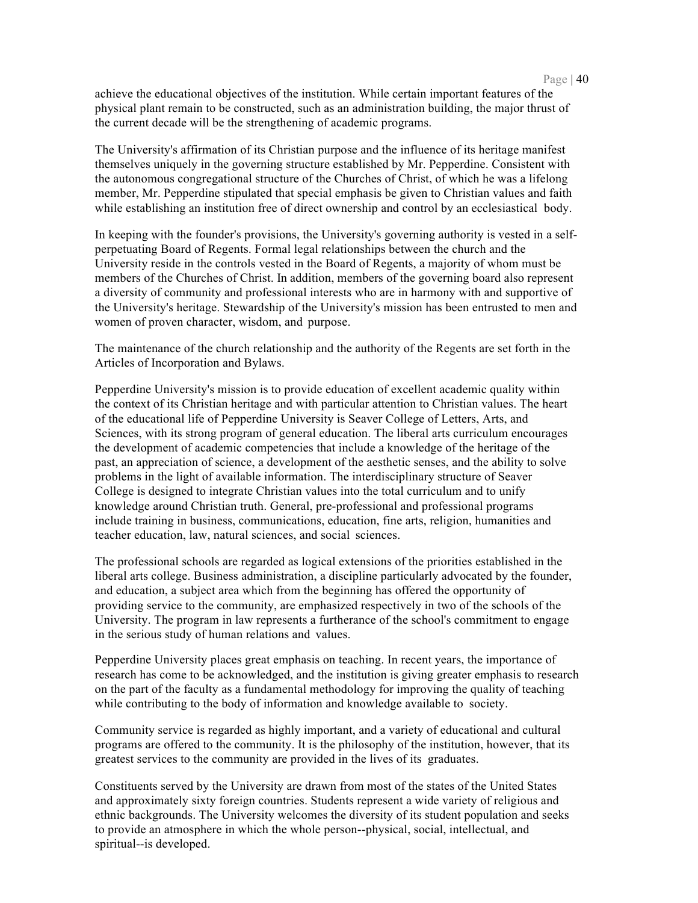achieve the educational objectives of the institution. While certain important features of the physical plant remain to be constructed, such as an administration building, the major thrust of the current decade will be the strengthening of academic programs.

The University's affirmation of its Christian purpose and the influence of its heritage manifest themselves uniquely in the governing structure established by Mr. Pepperdine. Consistent with the autonomous congregational structure of the Churches of Christ, of which he was a lifelong member, Mr. Pepperdine stipulated that special emphasis be given to Christian values and faith while establishing an institution free of direct ownership and control by an ecclesiastical body.

In keeping with the founder's provisions, the University's governing authority is vested in a self-perpetuating Board of Regents. Formal legal relationships between the church and the University reside in the controls vested in the Board of Regents, a majority of whom must be members of the Churches of Christ. In addition, members of the governing board also represent a diversity of community and professional interests who are in harmony with and supportive of the University's heritage. Stewardship of the University's mission has been entrusted to men and women of proven character, wisdom, and purpose.

The maintenance of the church relationship and the authority of the Regents are set forth in the Articles of Incorporation and Bylaws.

Pepperdine University's mission is to provide education of excellent academic quality within the context of its Christian heritage and with particular attention to Christian values. The heart of the educational life of Pepperdine University is Seaver College of Letters, Arts, and Sciences, with its strong program of general education. The liberal arts curriculum encourages the development of academic competencies that include a knowledge of the heritage of the past, an appreciation of science, a development of the aesthetic senses, and the ability to solve problems in the light of available information. The interdisciplinary structure of Seaver College is designed to integrate Christian values into the total curriculum and to unify knowledge around Christian truth. General, pre-professional and professional programs include training in business, communications, education, fine arts, religion, humanities and teacher education, law, natural sciences, and social sciences.

The professional schools are regarded as logical extensions of the priorities established in the liberal arts college. Business administration, a discipline particularly advocated by the founder, and education, a subject area which from the beginning has offered the opportunity of providing service to the community, are emphasized respectively in two of the schools of the University. The program in law represents a furtherance of the school's commitment to engage in the serious study of human relations and values.

Pepperdine University places great emphasis on teaching. In recent years, the importance of research has come to be acknowledged, and the institution is giving greater emphasis to research on the part of the faculty as a fundamental methodology for improving the quality of teaching while contributing to the body of information and knowledge available to society.

Community service is regarded as highly important, and a variety of educational and cultural programs are offered to the community. It is the philosophy of the institution, however, that its greatest services to the community are provided in the lives of its graduates.

Constituents served by the University are drawn from most of the states of the United States and approximately sixty foreign countries. Students represent a wide variety of religious and ethnic backgrounds. The University welcomes the diversity of its student population and seeks to provide an atmosphere in which the whole person--physical, social, intellectual, and spiritual--is developed.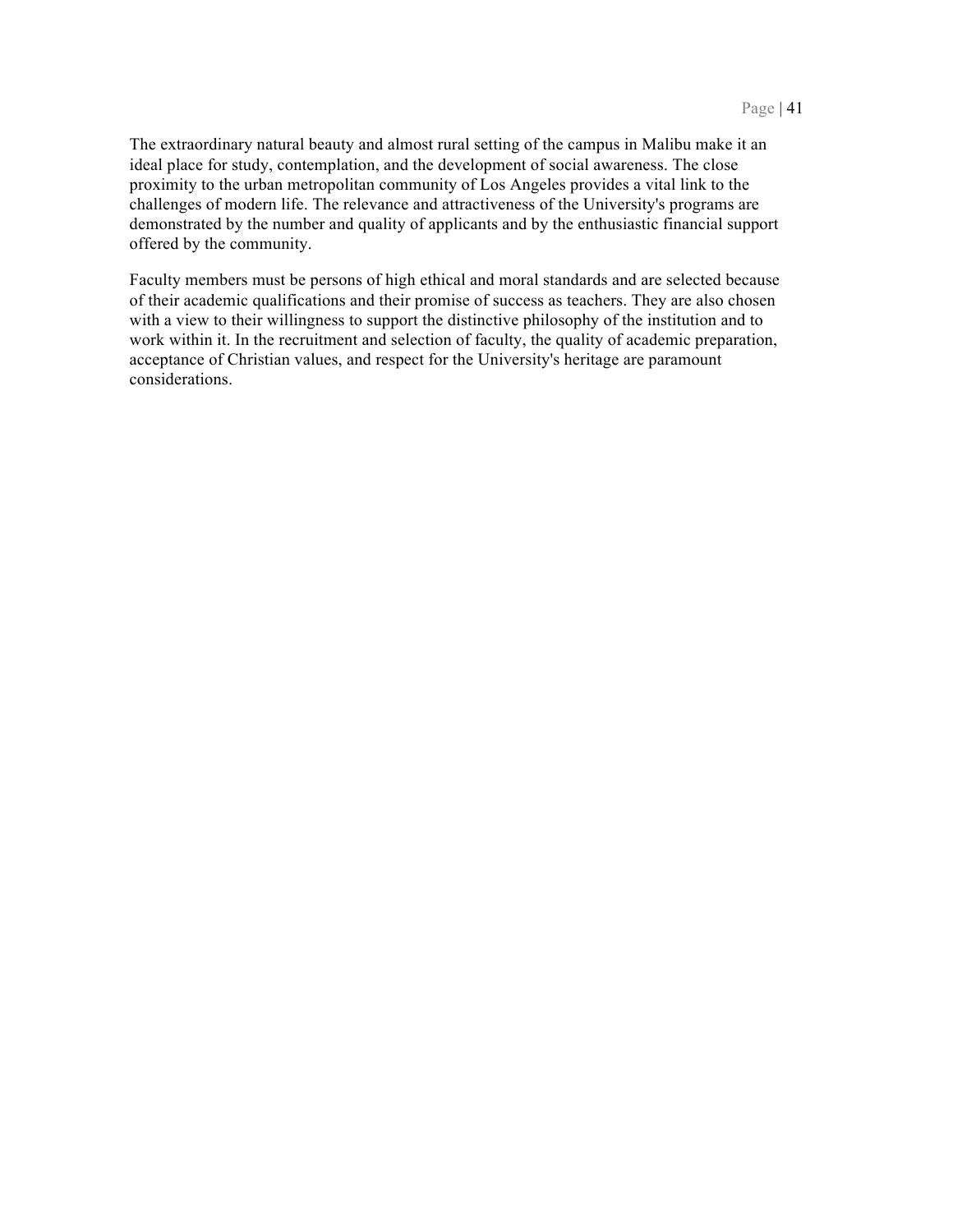The extraordinary natural beauty and almost rural setting of the campus in Malibu make it an ideal place for study, contemplation, and the development of social awareness. The close proximity to the urban metropolitan community of Los Angeles provides a vital link to the challenges of modern life. The relevance and attractiveness of the University's programs are demonstrated by the number and quality of applicants and by the enthusiastic financial support offered by the community.

Faculty members must be persons of high ethical and moral standards and are selected because of their academic qualifications and their promise of success as teachers. They are also chosen with a view to their willingness to support the distinctive philosophy of the institution and to work within it. In the recruitment and selection of faculty, the quality of academic preparation, acceptance of Christian values, and respect for the University's heritage are paramount considerations.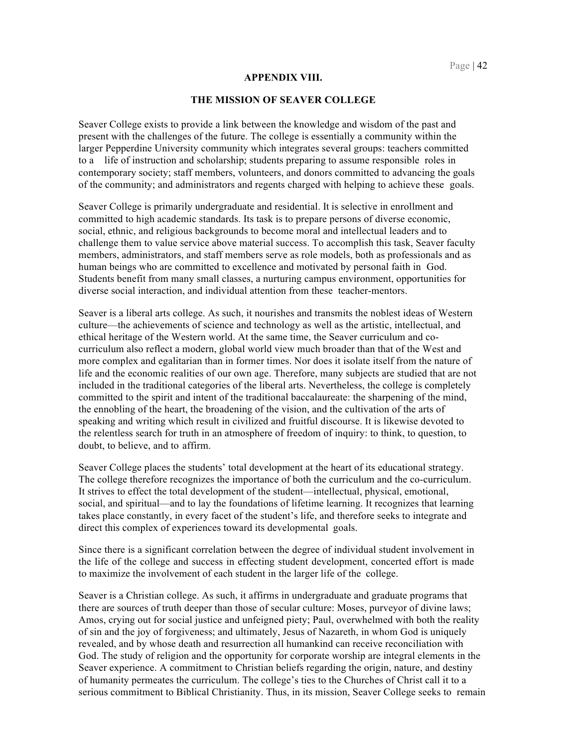## APPENDIX VIII.

## THE MISSION OF SEAVER COLLEGE

Seaver College exists to provide a link between the knowledge and wisdom of the past and present with the challenges of the future. The college is essentially a community within the larger Pepperdine University community which integrates several groups: teachers committed to a life of instruction and scholarship; students preparing to assume responsible roles in contemporary society; staff members, volunteers, and donors committed to advancing the goals of the community; and administrators and regents charged with helping to achieve these goals.

Seaver College is primarily undergraduate and residential. It is selective in enrollment and committed to high academic standards. Its task is to prepare persons of diverse economic, social, ethnic, and religious backgrounds to become moral and intellectual leaders and to challenge them to value service above material success. To accomplish this task, Seaver faculty members, administrators, and staff members serve as role models, both as professionals and as human beings who are committed to excellence and motivated by personal faith in God. Students benefit from many small classes, a nurturing campus environment, opportunities for diverse social interaction, and individual attention from these teacher-mentors.

Seaver is a liberal arts college. As such, it nourishes and transmits the noblest ideas of Western culture—the achievements of science and technology as well as the artistic, intellectual, and ethical heritage of the Western world. At the same time, the Seaver curriculum and co-curriculum also reflect a modern, global world view much broader than that of the West and more complex and egalitarian than in former times. Nor does it isolate itself from the nature of life and the economic realities of our own age. Therefore, many subjects are studied that are not included in the traditional categories of the liberal arts. Nevertheless, the college is completely committed to the spirit and intent of the traditional baccalaureate: the sharpening of the mind, the ennobling of the heart, the broadening of the vision, and the cultivation of the arts of speaking and writing which result in civilized and fruitful discourse. It is likewise devoted to the relentless search for truth in an atmosphere of freedom of inquiry: to think, to question, to doubt, to believe, and to affirm.

Seaver College places the students' total development at the heart of its educational strategy. The college therefore recognizes the importance of both the curriculum and the co-curriculum. It strives to effect the total development of the student—intellectual, physical, emotional, social, and spiritual—and to lay the foundations of lifetime learning. It recognizes that learning takes place constantly, in every facet of the student's life, and therefore seeks to integrate and direct this complex of experiences toward its developmental goals.

Since there is a significant correlation between the degree of individual student involvement in the life of the college and success in effecting student development, concerted effort is made to maximize the involvement of each student in the larger life of the college.

Seaver is a Christian college. As such, it affirms in undergraduate and graduate programs that there are sources of truth deeper than those of secular culture: Moses, purveyor of divine laws; Amos, crying out for social justice and unfeigned piety; Paul, overwhelmed with both the reality of sin and the joy of forgiveness; and ultimately, Jesus of Nazareth, in whom God is uniquely revealed, and by whose death and resurrection all humankind can receive reconciliation with God. The study of religion and the opportunity for corporate worship are integral elements in the Seaver experience. A commitment to Christian beliefs regarding the origin, nature, and destiny of humanity permeates the curriculum. The college's ties to the Churches of Christ call it to a serious commitment to Biblical Christianity. Thus, in its mission, Seaver College seeks to remain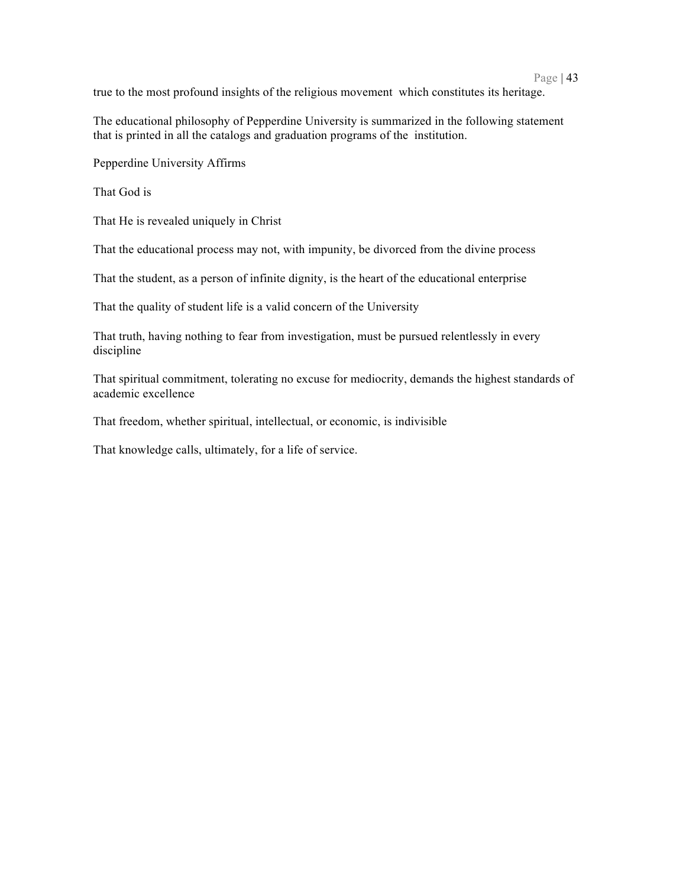true to the most profound insights of the religious movement which constitutes its heritage.

The educational philosophy of Pepperdine University is summarized in the following statement that is printed in all the catalogs and graduation programs of the institution.

Pepperdine University Affirms

That God is

That He is revealed uniquely in Christ

That the educational process may not, with impunity, be divorced from the divine process

That the student, as a person of infinite dignity, is the heart of the educational enterprise

That the quality of student life is a valid concern of the University

That truth, having nothing to fear from investigation, must be pursued relentlessly in every discipline

That spiritual commitment, tolerating no excuse for mediocrity, demands the highest standards of academic excellence

That freedom, whether spiritual, intellectual, or economic, is indivisible

That knowledge calls, ultimately, for a life of service.